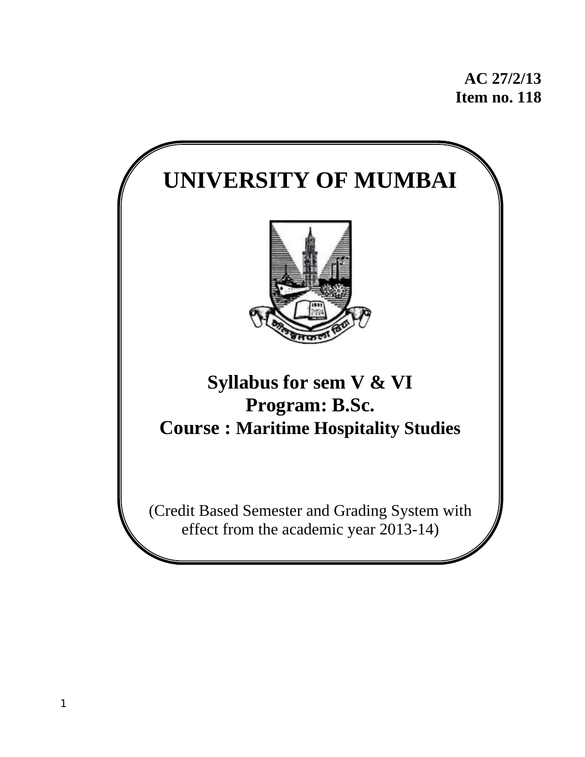**AC 27/2/13**
**Item no. 118**

# UNIVERSITY OF MUMBAI

## Syllabus for sem V & VI
## Program: B.Sc.
## Course : Maritime Hospitality Studies

(Credit Based Semester and Grading System with effect from the academic year 2013-14)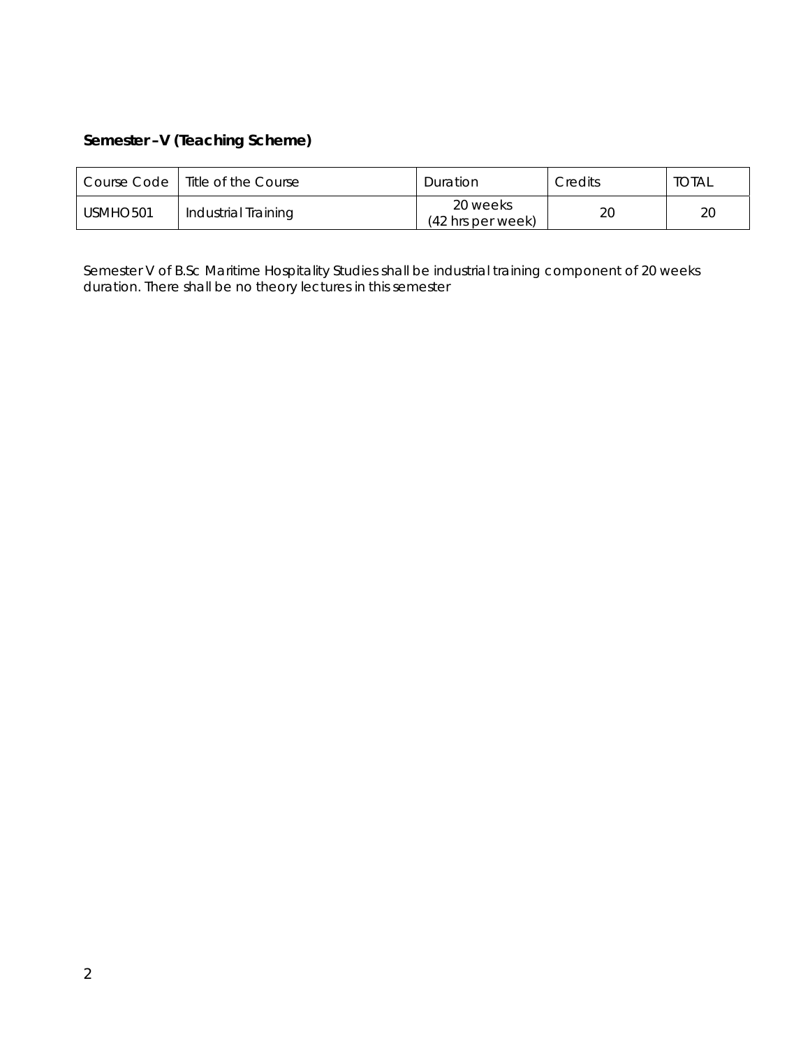**Semester –V (Teaching Scheme)**

| Course Code | Title of the Course | Duration | Credits | TOTAL |
|---|---|---|---|---|
| USMHO501 | Industrial Training | 20 weeks (42 hrs per week) | 20 | 20 |

Semester V of B.Sc Maritime Hospitality Studies shall be industrial training component of 20 weeks duration. There shall be no theory lectures in this semester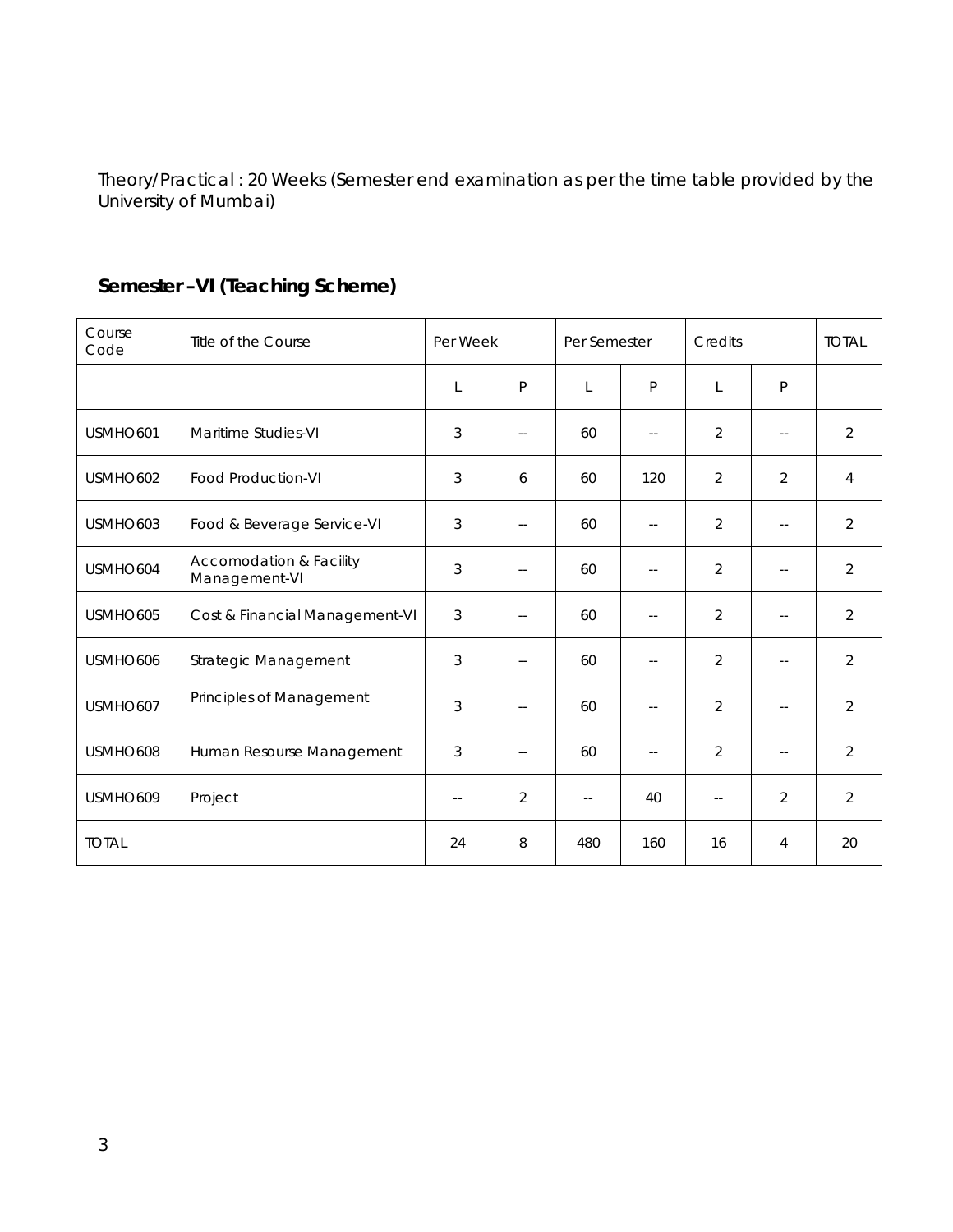Theory/Practical : 20 Weeks (Semester end examination as per the time table provided by the University of Mumbai)

## Semester –VI (Teaching Scheme)

| Course Code | Title of the Course | Per Week | | Per Semester | | Credits | | TOTAL |
|---|---|---|---|---|---|---|---|---|
| | | L | P | L | P | L | P | |
| USMHO601 | Maritime Studies-VI | 3 | -- | 60 | -- | 2 | -- | 2 |
| USMHO602 | Food Production-VI | 3 | 6 | 60 | 120 | 2 | 2 | 4 |
| USMHO603 | Food & Beverage Service-VI | 3 | -- | 60 | -- | 2 | -- | 2 |
| USMHO604 | Accomodation & Facility Management-VI | 3 | -- | 60 | -- | 2 | -- | 2 |
| USMHO605 | Cost & Financial Management-VI | 3 | -- | 60 | -- | 2 | -- | 2 |
| USMHO606 | Strategic Management | 3 | -- | 60 | -- | 2 | -- | 2 |
| USMHO607 | Principles of Management | 3 | -- | 60 | -- | 2 | -- | 2 |
| USMHO608 | Human Resourse Management | 3 | -- | 60 | -- | 2 | -- | 2 |
| USMHO609 | Project | -- | 2 | -- | 40 | -- | 2 | 2 |
| TOTAL | | 24 | 8 | 480 | 160 | 16 | 4 | 20 |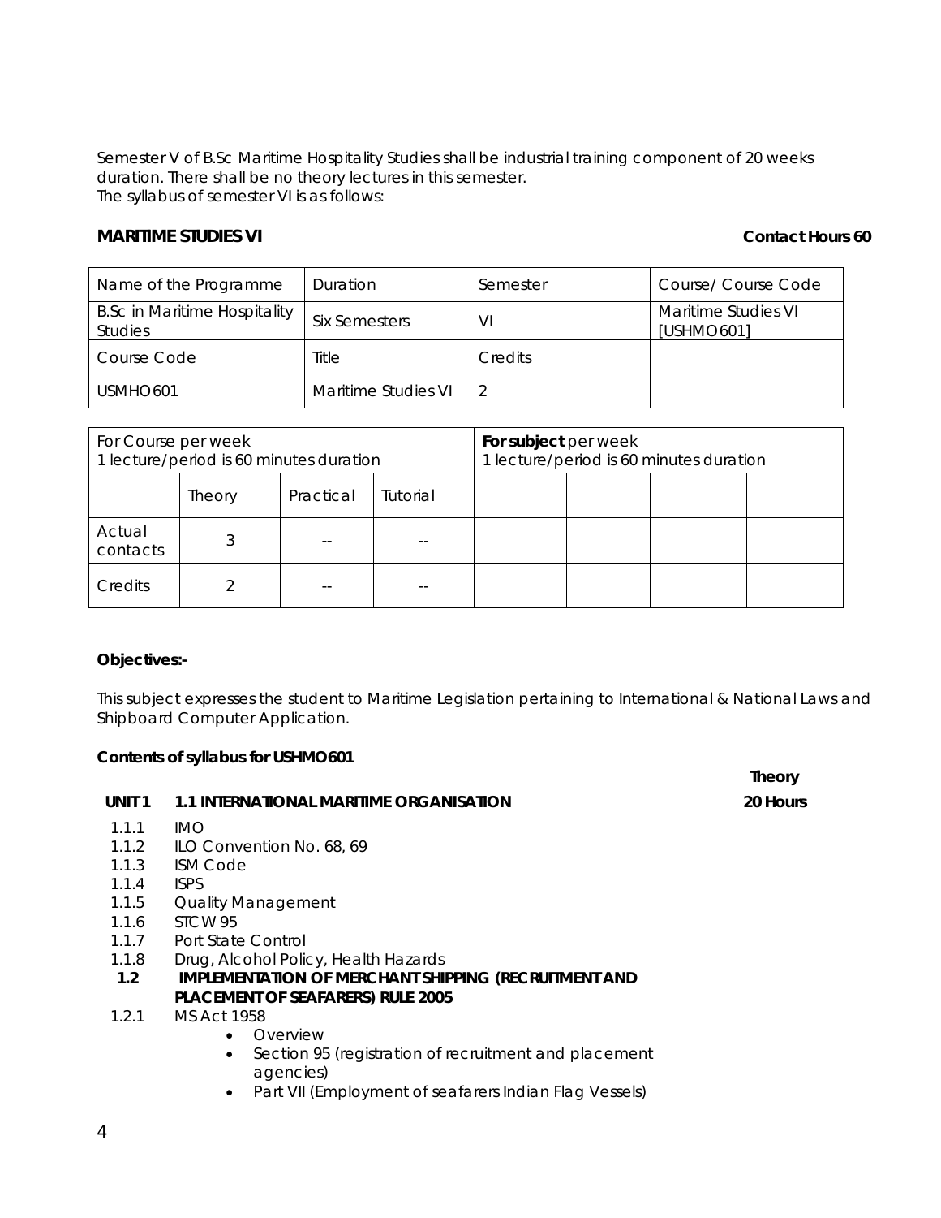Semester V of B.Sc Maritime Hospitality Studies shall be industrial training component of 20 weeks duration. There shall be no theory lectures in this semester.
The syllabus of semester VI is as follows:

**MARITIME STUDIES VI** **Contact Hours 60**

| Name of the Programme | Duration | Semester | Course/ Course Code |
|---|---|---|---|
| B.Sc in Maritime Hospitality Studies | Six Semesters | VI | Maritime Studies VI [USHMO601] |
| Course Code | Title | Credits | |
| USMHO601 | Maritime Studies VI | 2 | |

| For Course per week<br>1 lecture/period is 60 minutes duration | | | | **For subject** per week<br>1 lecture/period is 60 minutes duration | | | |
|---|---|---|---|---|---|---|---|
| | Theory | Practical | Tutorial | | | | |
| Actual contacts | 3 | -- | -- | | | | |
| Credits | 2 | -- | -- | | | | |

**Objectives:-**

This subject expresses the student to Maritime Legislation pertaining to International & National Laws and Shipboard Computer Application.

**Contents of syllabus for USHMO601**

| | | Theory |
|---|---|---|
| **UNIT 1** | **1.1 INTERNATIONAL MARITIME ORGANISATION** | **20 Hours** |

- 1.1.1 IMO
- 1.1.2 ILO Convention No. 68, 69
- 1.1.3 ISM Code
- 1.1.4 ISPS
- 1.1.5 Quality Management
- 1.1.6 STCW 95
- 1.1.7 Port State Control
- 1.1.8 Drug, Alcohol Policy, Health Hazards

**1.2 IMPLEMENTATION OF MERCHANT SHIPPING (RECRUITMENT AND PLACEMENT OF SEAFARERS) RULE 2005**

- 1.2.1 MS Act 1958
  - Overview
  - Section 95 (registration of recruitment and placement agencies)
  - Part VII (Employment of seafarers Indian Flag Vessels)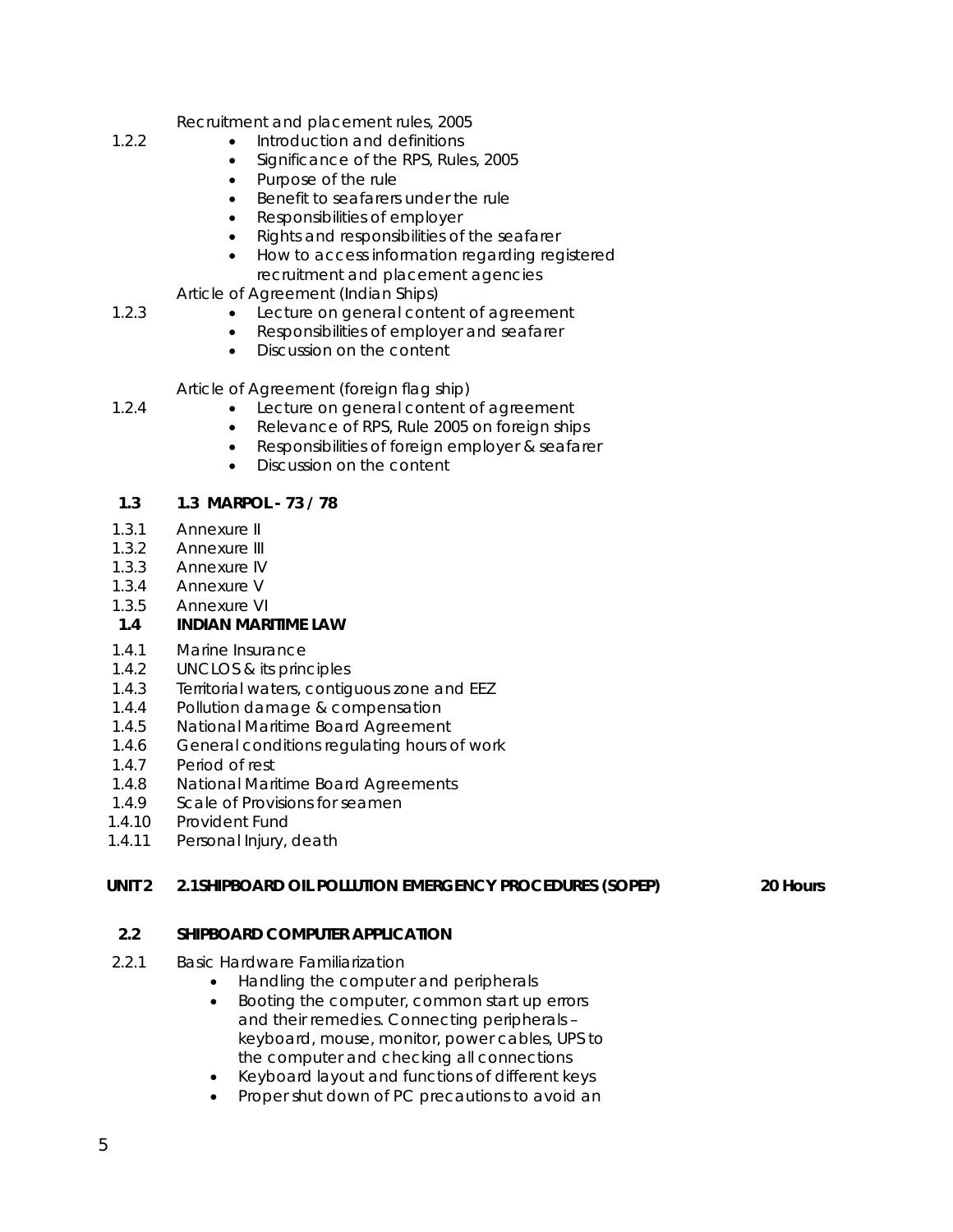Recruitment and placement rules, 2005

1.2.2

- Introduction and definitions
- Significance of the RPS, Rules, 2005
- Purpose of the rule
- Benefit to seafarers under the rule
- Responsibilities of employer
- Rights and responsibilities of the seafarer
- How to access information regarding registered recruitment and placement agencies

Article of Agreement (Indian Ships)

1.2.3

- Lecture on general content of agreement
- Responsibilities of employer and seafarer
- Discussion on the content

Article of Agreement (foreign flag ship)

1.2.4

- Lecture on general content of agreement
- Relevance of RPS, Rule 2005 on foreign ships
- Responsibilities of foreign employer & seafarer
- Discussion on the content

**1.3 1.3 MARPOL - 73 / 78**

1.3.1 Annexure II
1.3.2 Annexure III
1.3.3 Annexure IV
1.3.4 Annexure V
1.3.5 Annexure VI

**1.4 INDIAN MARITIME LAW**

1.4.1 Marine Insurance
1.4.2 UNCLOS & its principles
1.4.3 Territorial waters, contiguous zone and EEZ
1.4.4 Pollution damage & compensation
1.4.5 National Maritime Board Agreement
1.4.6 General conditions regulating hours of work
1.4.7 Period of rest
1.4.8 National Maritime Board Agreements
1.4.9 Scale of Provisions for seamen
1.4.10 Provident Fund
1.4.11 Personal Injury, death

**UNIT 2 2.1SHIPBOARD OIL POLLUTION EMERGENCY PROCEDURES (SOPEP) 20 Hours**

**2.2 SHIPBOARD COMPUTER APPLICATION**

2.2.1 Basic Hardware Familiarization

- Handling the computer and peripherals
- Booting the computer, common start up errors and their remedies. Connecting peripherals – keyboard, mouse, monitor, power cables, UPS to the computer and checking all connections
- Keyboard layout and functions of different keys
- Proper shut down of PC precautions to avoid an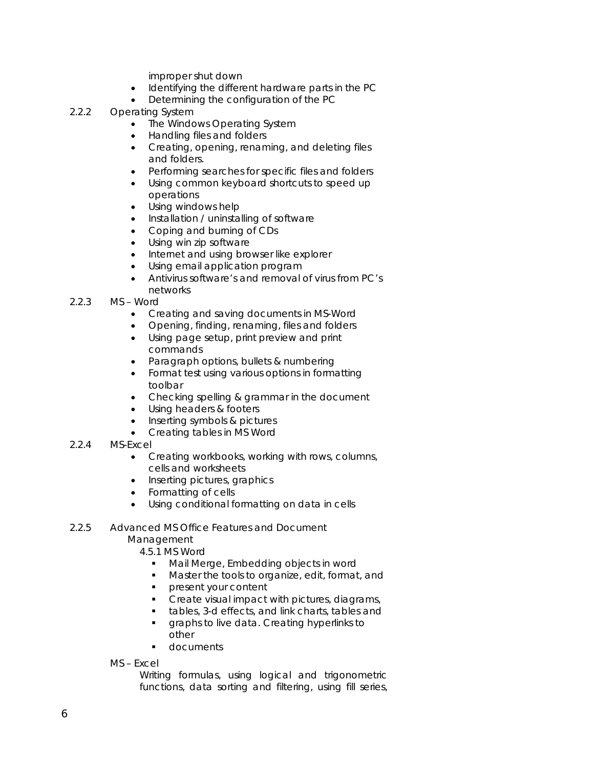improper shut down

- Identifying the different hardware parts in the PC
- Determining the configuration of the PC

2.2.2 Operating System

- The Windows Operating System
- Handling files and folders
- Creating, opening, renaming, and deleting files and folders.
- Performing searches for specific files and folders
- Using common keyboard shortcuts to speed up operations
- Using windows help
- Installation / uninstalling of software
- Coping and burning of CDs
- Using win zip software
- Internet and using browser like explorer
- Using email application program
- Antivirus software's and removal of virus from PC's networks

2.2.3 MS – Word

- Creating and saving documents in MS-Word
- Opening, finding, renaming, files and folders
- Using page setup, print preview and print commands
- Paragraph options, bullets & numbering
- Format test using various options in formatting toolbar
- Checking spelling & grammar in the document
- Using headers & footers
- Inserting symbols & pictures
- Creating tables in MS Word

2.2.4 MS-Excel

- Creating workbooks, working with rows, columns, cells and worksheets
- Inserting pictures, graphics
- Formatting of cells
- Using conditional formatting on data in cells

2.2.5 Advanced MS Office Features and Document Management

4.5.1 MS Word

- Mail Merge, Embedding objects in word
- Master the tools to organize, edit, format, and
- present your content
- Create visual impact with pictures, diagrams,
- tables, 3-d effects, and link charts, tables and
- graphs to live data. Creating hyperlinks to other
- documents

MS – Excel

Writing formulas, using logical and trigonometric functions, data sorting and filtering, using fill series,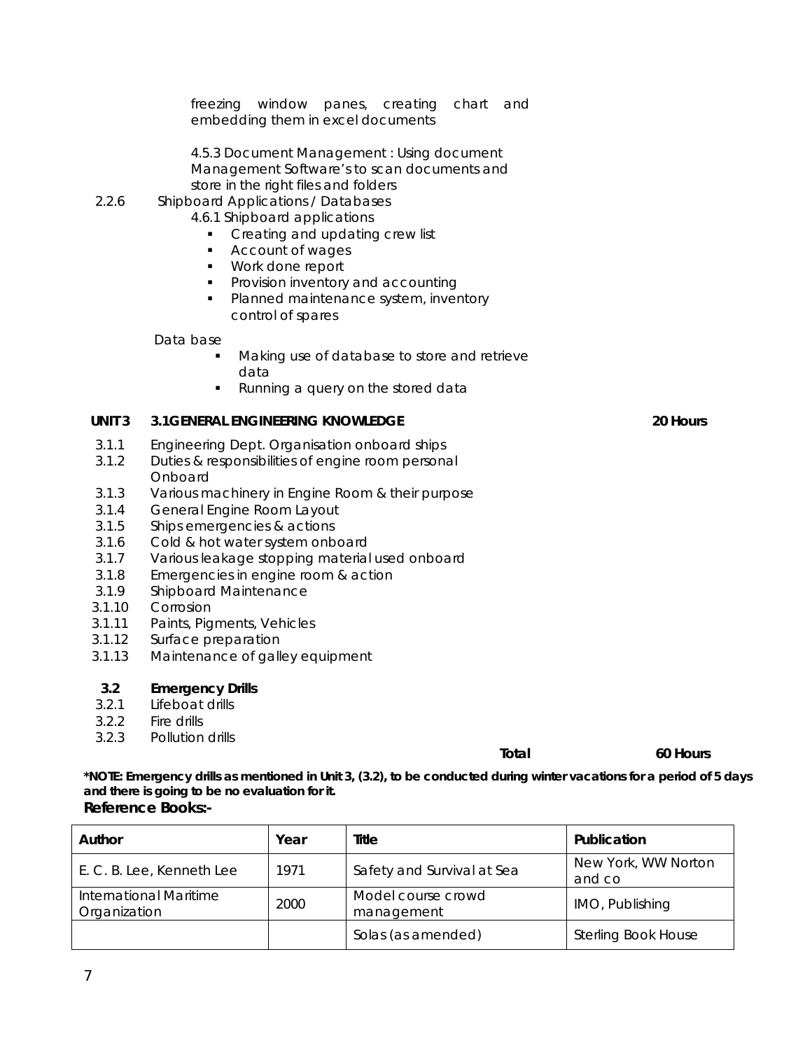freezing window panes, creating chart and embedding them in excel documents

4.5.3 Document Management : Using document Management Software's to scan documents and store in the right files and folders

2.2.6 Shipboard Applications / Databases

4.6.1 Shipboard applications

- Creating and updating crew list
- Account of wages
- Work done report
- Provision inventory and accounting
- Planned maintenance system, inventory control of spares

Data base

- Making use of database to store and retrieve data
- Running a query on the stored data

**UNIT 3 3.1GENERAL ENGINEERING KNOWLEDGE** **20 Hours**

3.1.1 Engineering Dept. Organisation onboard ships
3.1.2 Duties & responsibilities of engine room personal Onboard
3.1.3 Various machinery in Engine Room & their purpose
3.1.4 General Engine Room Layout
3.1.5 Ships emergencies & actions
3.1.6 Cold & hot water system onboard
3.1.7 Various leakage stopping material used onboard
3.1.8 Emergencies in engine room & action
3.1.9 Shipboard Maintenance
3.1.10 Corrosion
3.1.11 Paints, Pigments, Vehicles
3.1.12 Surface preparation
3.1.13 Maintenance of galley equipment

**3.2 Emergency Drills**

3.2.1 Lifeboat drills
3.2.2 Fire drills
3.2.3 Pollution drills

**Total** **60 Hours**

***NOTE: Emergency drills as mentioned in Unit 3, (3.2), to be conducted during winter vacations for a period of 5 days and there is going to be no evaluation for it.**

**Reference Books:-**

| Author | Year | Title | Publication |
|---|---|---|---|
| E. C. B. Lee, Kenneth Lee | 1971 | Safety and Survival at Sea | New York, WW Norton and co |
| International Maritime Organization | 2000 | Model course crowd management | IMO, Publishing |
| | | Solas (as amended) | Sterling Book House |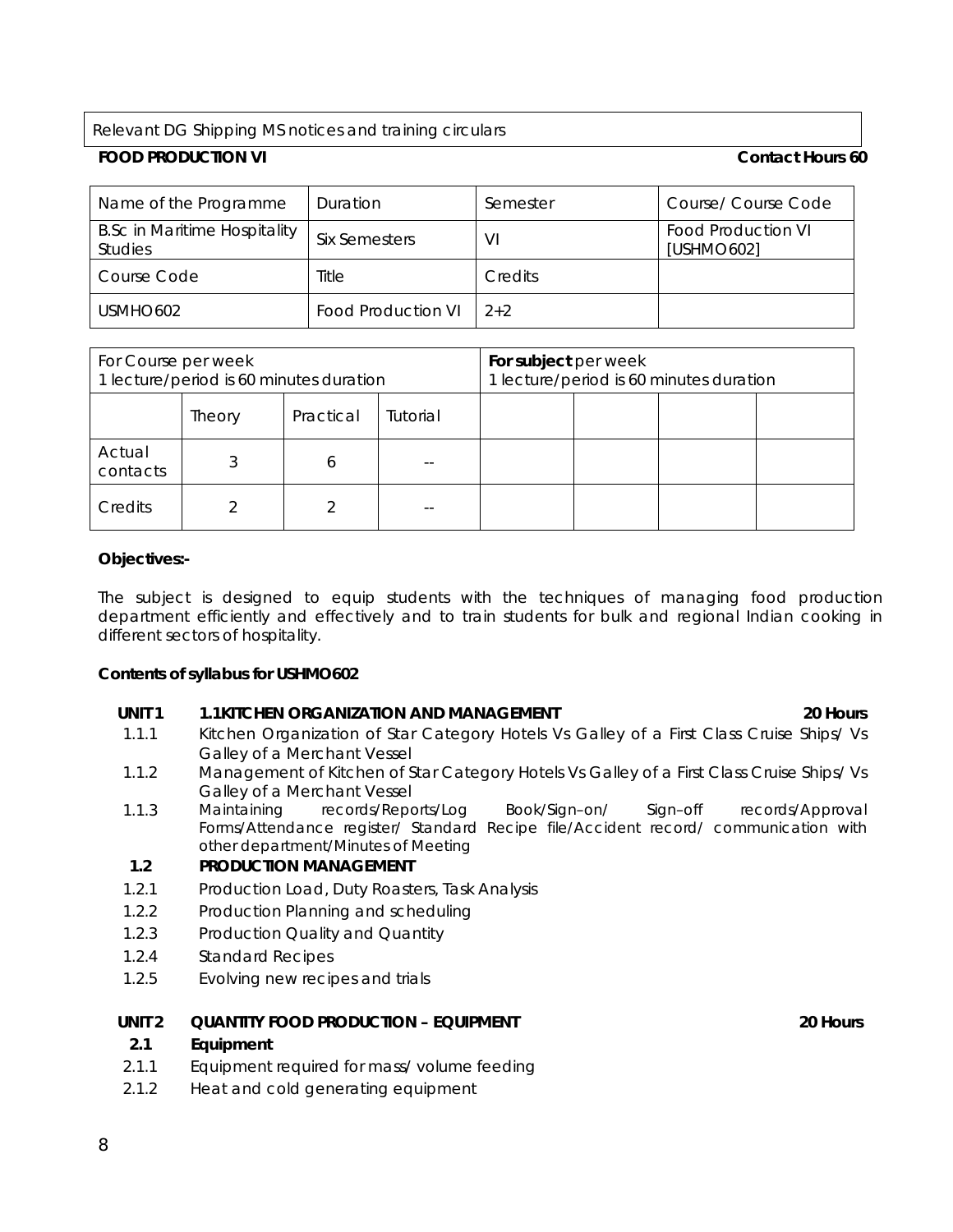| Relevant DG Shipping MS notices and training circulars |
|---|

**FOOD PRODUCTION VI** **Contact Hours 60**

| Name of the Programme | Duration | Semester | Course/ Course Code |
|---|---|---|---|
| B.Sc in Maritime Hospitality Studies | Six Semesters | VI | Food Production VI [USHMO602] |
| Course Code | Title | Credits | |
| USMHO602 | Food Production VI | 2+2 | |

| For Course per week<br>1 lecture/period is 60 minutes duration | | | | **For subject** per week<br>1 lecture/period is 60 minutes duration | | | |
|---|---|---|---|---|---|---|---|
| | Theory | Practical | Tutorial | | | | |
| Actual contacts | 3 | 6 | -- | | | | |
| Credits | 2 | 2 | -- | | | | |

**Objectives:-**

The subject is designed to equip students with the techniques of managing food production department efficiently and effectively and to train students for bulk and regional Indian cooking in different sectors of hospitality.

**Contents of syllabus for USHMO602**

**UNIT 1 1.1 KITCHEN ORGANIZATION AND MANAGEMENT 20 Hours**

- 1.1.1 Kitchen Organization of Star Category Hotels Vs Galley of a First Class Cruise Ships/ Vs Galley of a Merchant Vessel
- 1.1.2 Management of Kitchen of Star Category Hotels Vs Galley of a First Class Cruise Ships/ Vs Galley of a Merchant Vessel
- 1.1.3 Maintaining records/Reports/Log Book/Sign–on/ Sign–off records/Approval Forms/Attendance register/ Standard Recipe file/Accident record/ communication with other department/Minutes of Meeting

**1.2 PRODUCTION MANAGEMENT**

- 1.2.1 Production Load, Duty Roasters, Task Analysis
- 1.2.2 Production Planning and scheduling
- 1.2.3 Production Quality and Quantity
- 1.2.4 Standard Recipes
- 1.2.5 Evolving new recipes and trials

**UNIT 2 QUANTITY FOOD PRODUCTION – EQUIPMENT 20 Hours**

**2.1 Equipment**

- 2.1.1 Equipment required for mass/ volume feeding
- 2.1.2 Heat and cold generating equipment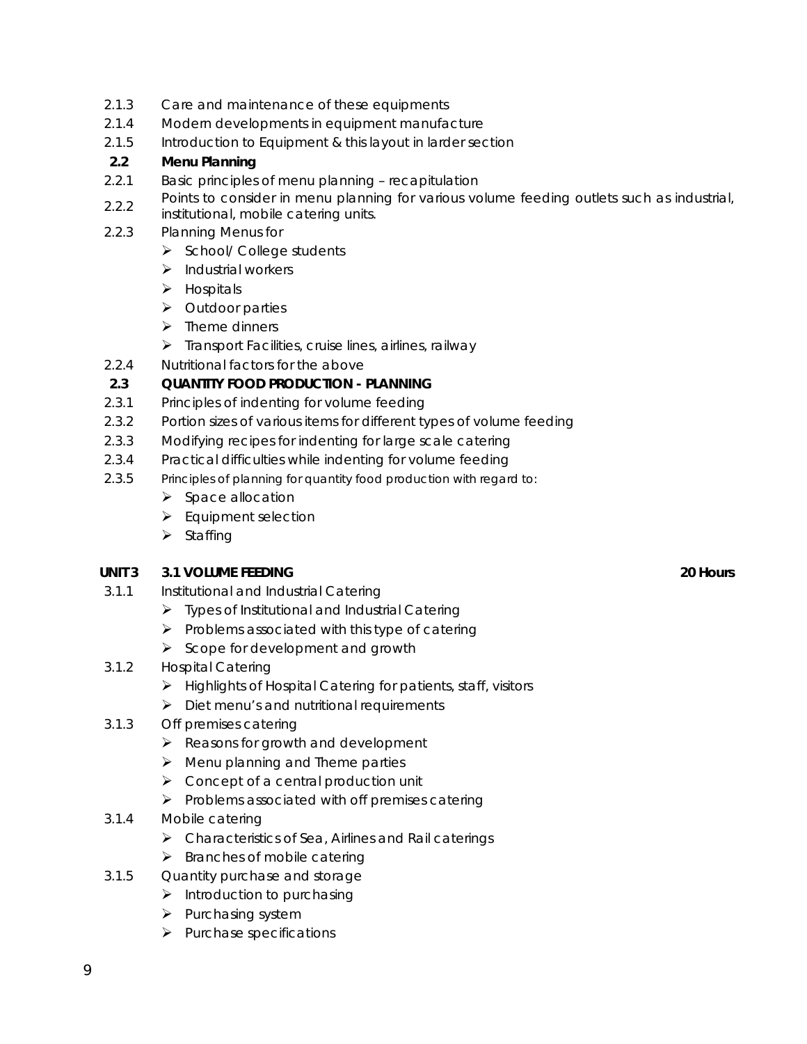2.1.3 Care and maintenance of these equipments

2.1.4 Modern developments in equipment manufacture

2.1.5 Introduction to Equipment & this layout in larder section

**2.2 Menu Planning**

2.2.1 Basic principles of menu planning – recapitulation

2.2.2 Points to consider in menu planning for various volume feeding outlets such as industrial, institutional, mobile catering units.

2.2.3 Planning Menus for

- School/ College students
- Industrial workers
- Hospitals
- Outdoor parties
- Theme dinners
- Transport Facilities, cruise lines, airlines, railway

2.2.4 Nutritional factors for the above

**2.3 QUANTITY FOOD PRODUCTION - PLANNING**

2.3.1 Principles of indenting for volume feeding

2.3.2 Portion sizes of various items for different types of volume feeding

2.3.3 Modifying recipes for indenting for large scale catering

2.3.4 Practical difficulties while indenting for volume feeding

2.3.5 Principles of planning for quantity food production with regard to:

- Space allocation
- Equipment selection
- Staffing

**UNIT 3 3.1 VOLUME FEEDING** **20 Hours**

3.1.1 Institutional and Industrial Catering

- Types of Institutional and Industrial Catering
- Problems associated with this type of catering
- Scope for development and growth

3.1.2 Hospital Catering

- Highlights of Hospital Catering for patients, staff, visitors
- Diet menu's and nutritional requirements

3.1.3 Off premises catering

- Reasons for growth and development
- Menu planning and Theme parties
- Concept of a central production unit
- Problems associated with off premises catering

3.1.4 Mobile catering

- Characteristics of Sea, Airlines and Rail caterings
- Branches of mobile catering

3.1.5 Quantity purchase and storage

- Introduction to purchasing
- Purchasing system
- Purchase specifications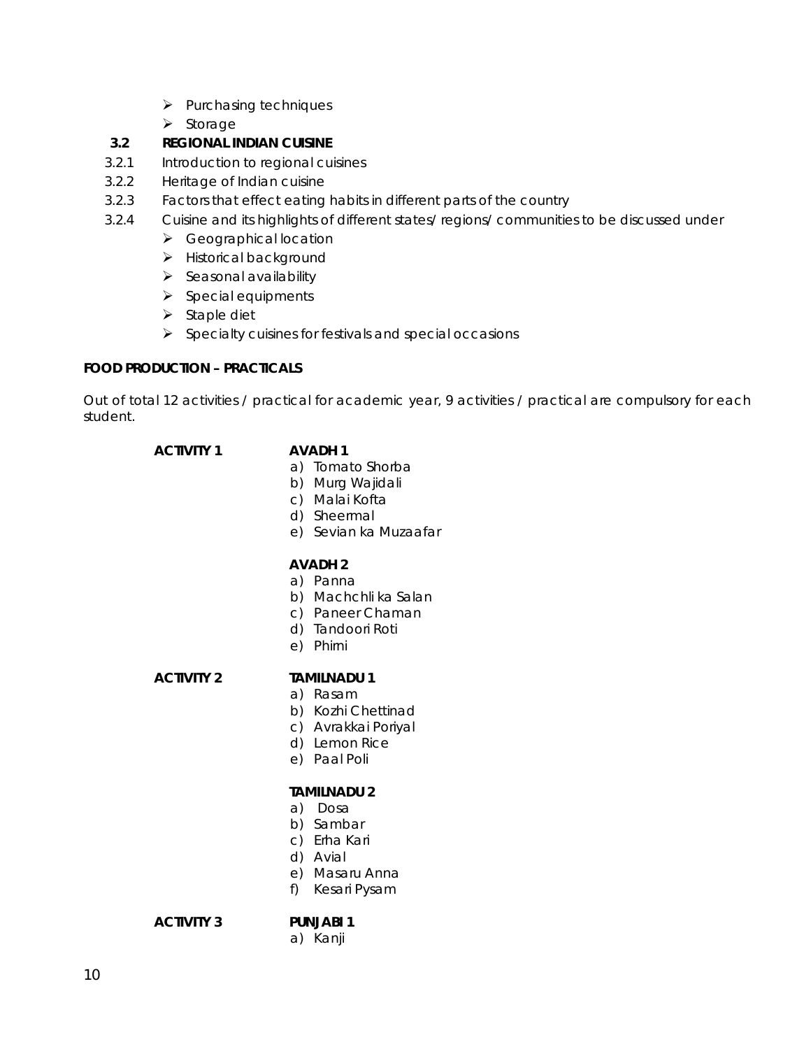- Purchasing techniques
- Storage

### 3.2 REGIONAL INDIAN CUISINE

3.2.1 Introduction to regional cuisines

3.2.2 Heritage of Indian cuisine

3.2.3 Factors that effect eating habits in different parts of the country

3.2.4 Cuisine and its highlights of different states/ regions/ communities to be discussed under

- Geographical location
- Historical background
- Seasonal availability
- Special equipments
- Staple diet
- Specialty cuisines for festivals and special occasions

**FOOD PRODUCTION – PRACTICALS**

Out of total 12 activities / practical for academic year, 9 activities / practical are compulsory for each student.

**ACTIVITY 1**

**AVADH 1**

a) Tomato Shorba
b) Murg Wajidali
c) Malai Kofta
d) Sheermal
e) Sevian ka Muzaafar

**AVADH 2**

a) Panna
b) Machchli ka Salan
c) Paneer Chaman
d) Tandoori Roti
e) Phirni

**ACTIVITY 2**

**TAMILNADU 1**

a) Rasam
b) Kozhi Chettinad
c) Avrakkai Poriyal
d) Lemon Rice
e) Paal Poli

**TAMILNADU 2**

a) Dosa
b) Sambar
c) Erha Kari
d) Avial
e) Masaru Anna
f) Kesari Pysam

**ACTIVITY 3**

**PUNJABI 1**

a) Kanji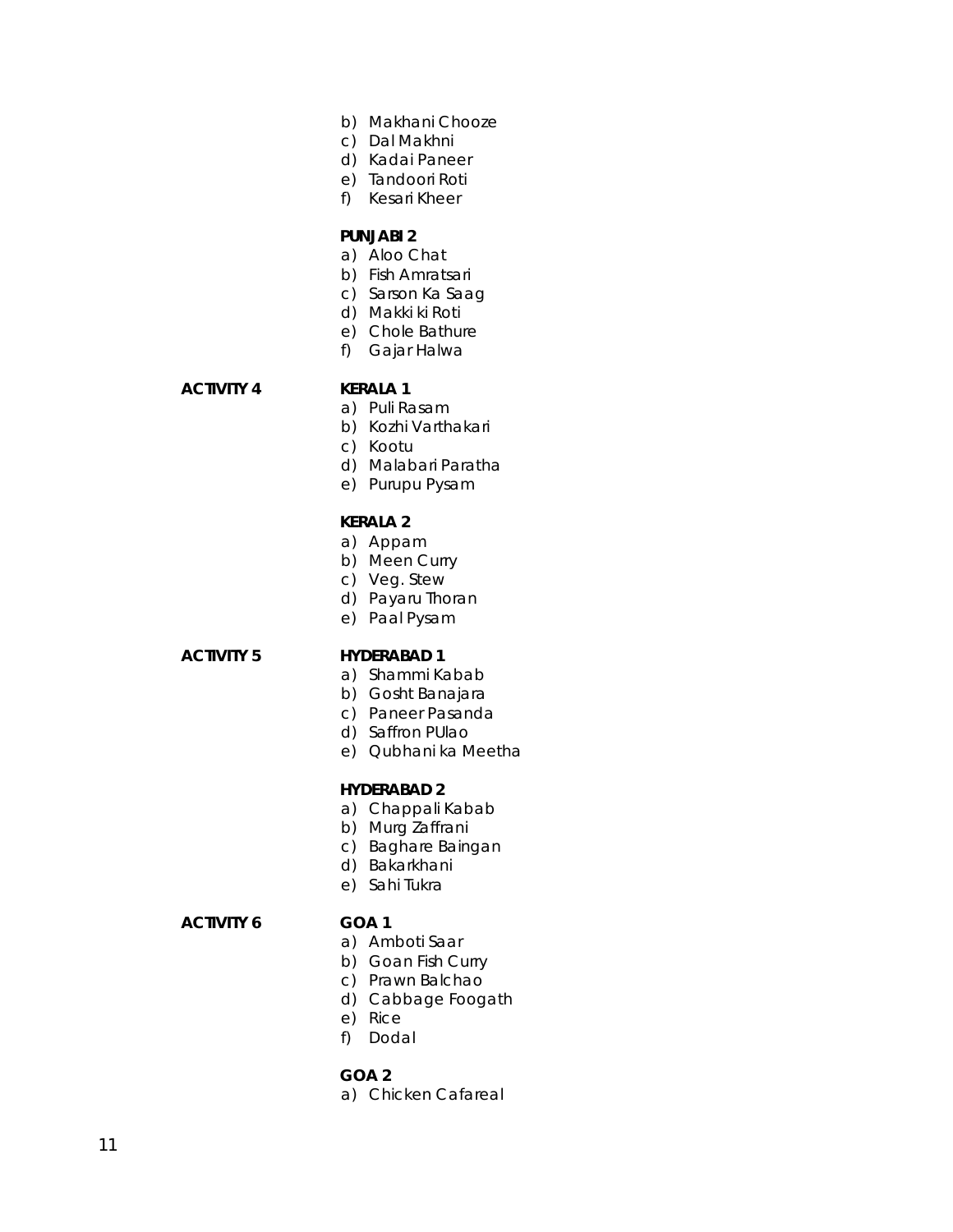b) Makhani Chooze
c) Dal Makhni
d) Kadai Paneer
e) Tandoori Roti
f) Kesari Kheer

**PUNJABI 2**

a) Aloo Chat
b) Fish Amratsari
c) Sarson Ka Saag
d) Makki ki Roti
e) Chole Bathure
f) Gajar Halwa

**ACTIVITY 4**

**KERALA 1**

a) Puli Rasam
b) Kozhi Varthakari
c) Kootu
d) Malabari Paratha
e) Purupu Pysam

**KERALA 2**

a) Appam
b) Meen Curry
c) Veg. Stew
d) Payaru Thoran
e) Paal Pysam

**ACTIVITY 5**

**HYDERABAD 1**

a) Shammi Kabab
b) Gosht Banajara
c) Paneer Pasanda
d) Saffron PUlao
e) Qubhani ka Meetha

**HYDERABAD 2**

a) Chappali Kabab
b) Murg Zaffrani
c) Baghare Baingan
d) Bakarkhani
e) Sahi Tukra

**ACTIVITY 6**

**GOA 1**

a) Amboti Saar
b) Goan Fish Curry
c) Prawn Balchao
d) Cabbage Foogath
e) Rice
f) Dodal

**GOA 2**

a) Chicken Cafareal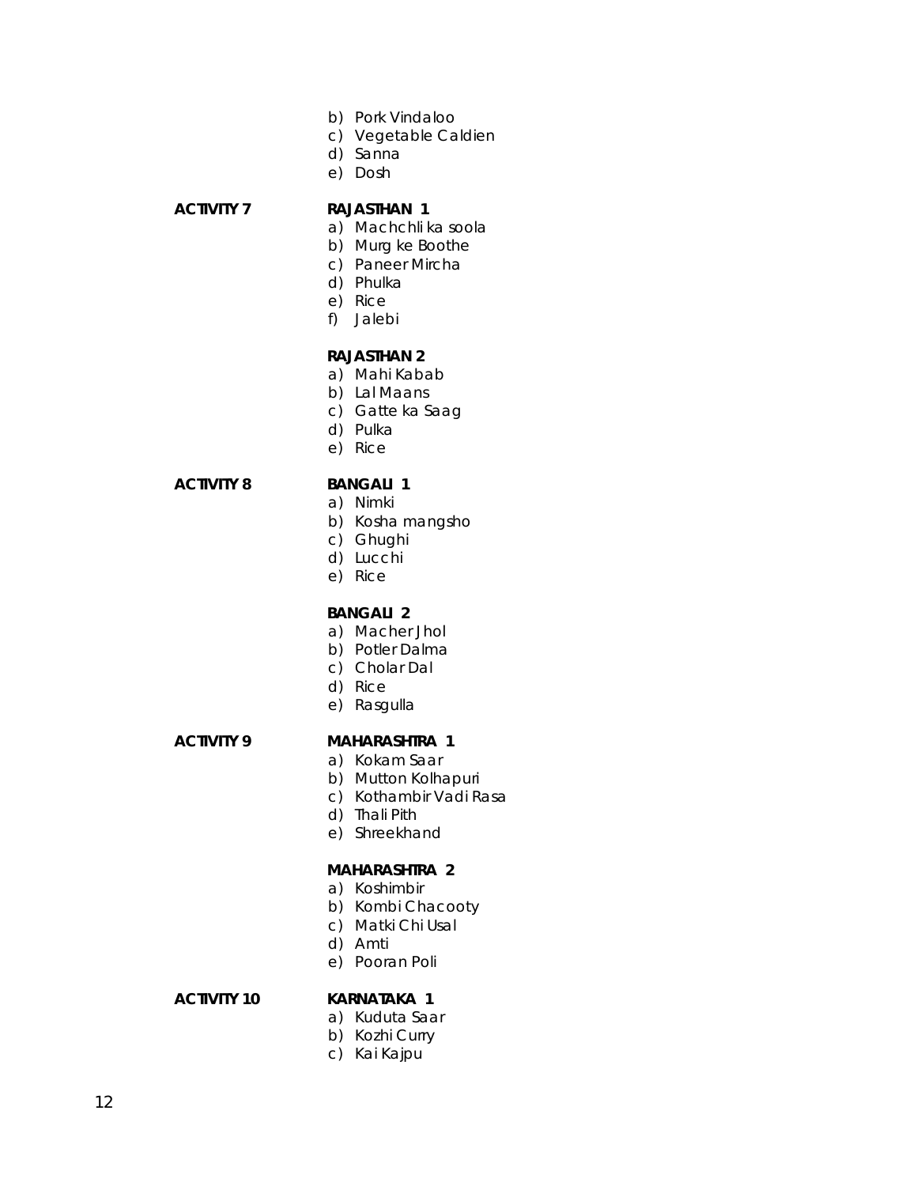b) Pork Vindaloo
c) Vegetable Caldien
d) Sanna
e) Dosh

**ACTIVITY 7**

**RAJASTHAN 1**

a) Machchli ka soola
b) Murg ke Boothe
c) Paneer Mircha
d) Phulka
e) Rice
f) Jalebi

**RAJASTHAN 2**

a) Mahi Kabab
b) Lal Maans
c) Gatte ka Saag
d) Pulka
e) Rice

**ACTIVITY 8**

**BANGALI 1**

a) Nimki
b) Kosha mangsho
c) Ghughi
d) Lucchi
e) Rice

**BANGALI 2**

a) Macher Jhol
b) Potler Dalma
c) Cholar Dal
d) Rice
e) Rasgulla

**ACTIVITY 9**

**MAHARASHTRA 1**

a) Kokam Saar
b) Mutton Kolhapuri
c) Kothambir Vadi Rasa
d) Thali Pith
e) Shreekhand

**MAHARASHTRA 2**

a) Koshimbir
b) Kombi Chacooty
c) Matki Chi Usal
d) Amti
e) Pooran Poli

**ACTIVITY 10**

**KARNATAKA 1**

a) Kuduta Saar
b) Kozhi Curry
c) Kai Kajpu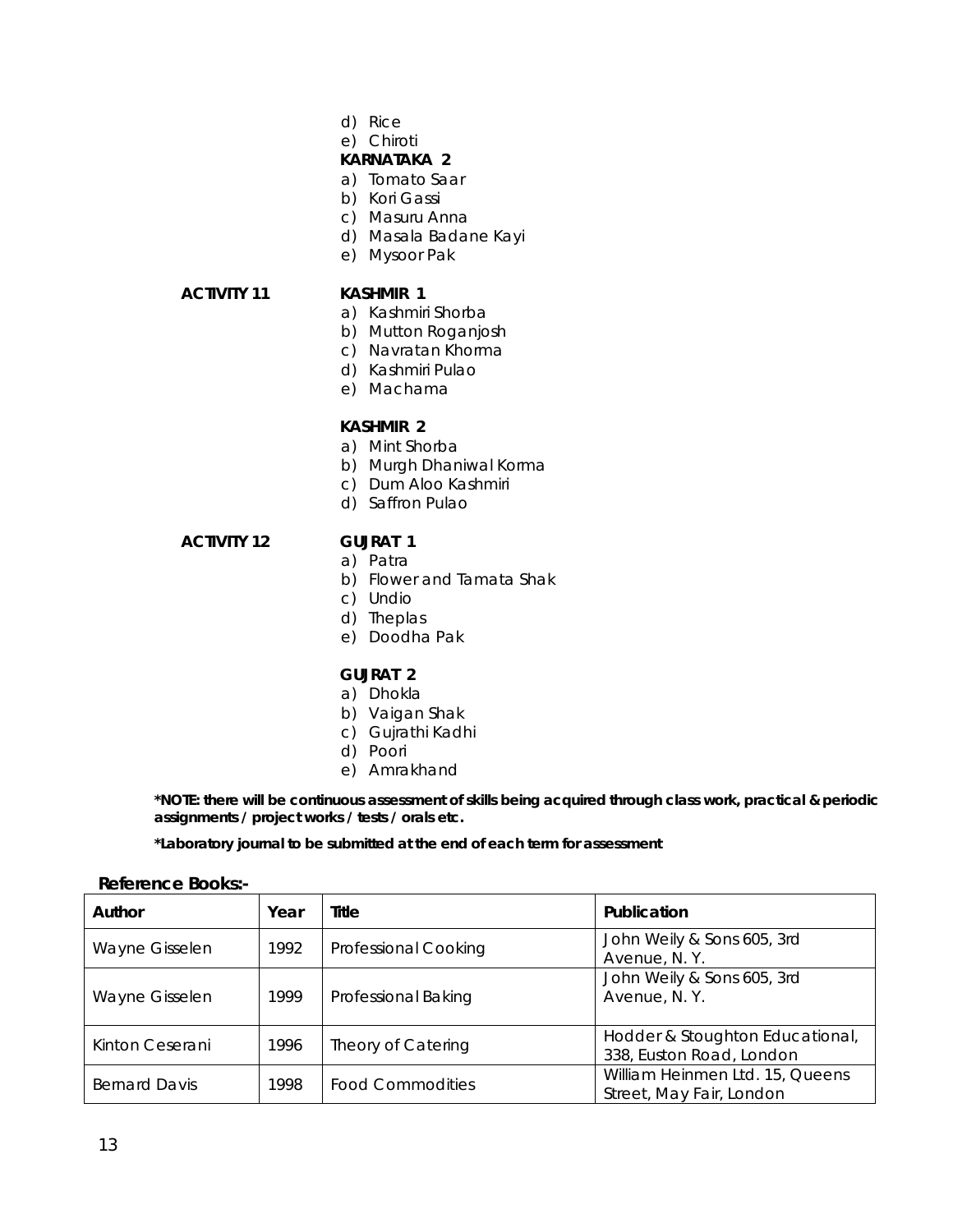d) Rice
e) Chiroti

**KARNATAKA 2**

a) Tomato Saar
b) Kori Gassi
c) Masuru Anna
d) Masala Badane Kayi
e) Mysoor Pak

**ACTIVITY 11** **KASHMIR 1**

a) Kashmiri Shorba
b) Mutton Roganjosh
c) Navratan Khorma
d) Kashmiri Pulao
e) Machama

**KASHMIR 2**

a) Mint Shorba
b) Murgh Dhaniwal Korma
c) Dum Aloo Kashmiri
d) Saffron Pulao

**ACTIVITY 12** **GUJRAT 1**

a) Patra
b) Flower and Tamata Shak
c) Undio
d) Theplas
e) Doodha Pak

**GUJRAT 2**

a) Dhokla
b) Vaigan Shak
c) Gujrathi Kadhi
d) Poori
e) Amrakhand

**\*NOTE: there will be continuous assessment of skills being acquired through class work, practical & periodic assignments / project works / tests / orals etc.**

**\*Laboratory journal to be submitted at the end of each term for assessment**

**Reference Books:-**

| Author | Year | Title | Publication |
|---|---|---|---|
| Wayne Gisselen | 1992 | Professional Cooking | John Weily & Sons 605, 3rd Avenue, N. Y. |
| Wayne Gisselen | 1999 | Professional Baking | John Weily & Sons 605, 3rd Avenue, N. Y. |
| Kinton Ceserani | 1996 | Theory of Catering | Hodder & Stoughton Educational, 338, Euston Road, London |
| Bernard Davis | 1998 | Food Commodities | William Heinmen Ltd. 15, Queens Street, May Fair, London |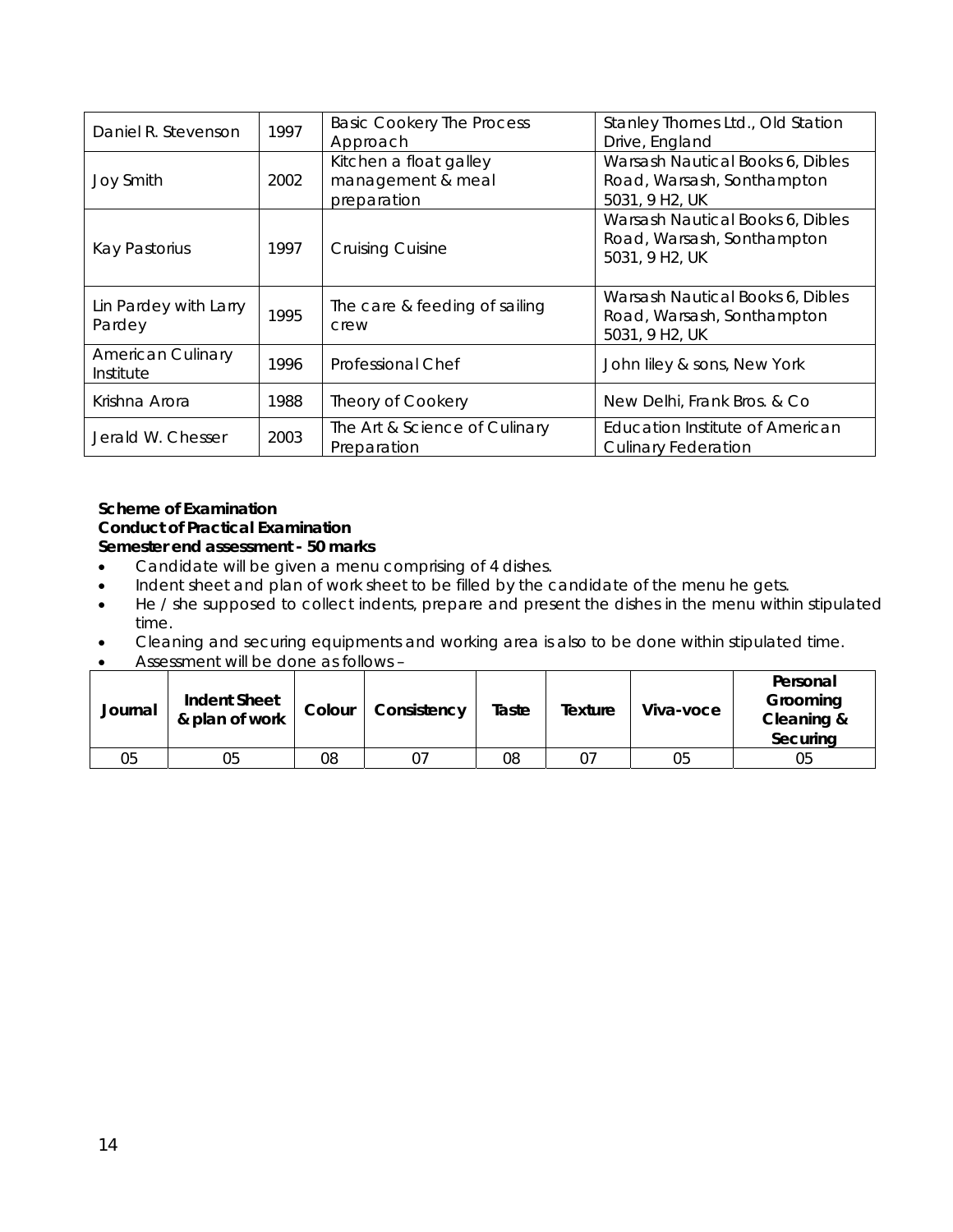| Daniel R. Stevenson | 1997 | Basic Cookery The Process Approach | Stanley Thornes Ltd., Old Station Drive, England |
|---|---|---|---|
| Joy Smith | 2002 | Kitchen a float galley management & meal preparation | Warsash Nautical Books 6, Dibles Road, Warsash, Sonthampton 5031, 9 H2, UK |
| Kay Pastorius | 1997 | Cruising Cuisine | Warsash Nautical Books 6, Dibles Road, Warsash, Sonthampton 5031, 9 H2, UK |
| Lin Pardey with Larry Pardey | 1995 | The care & feeding of sailing crew | Warsash Nautical Books 6, Dibles Road, Warsash, Sonthampton 5031, 9 H2, UK |
| American Culinary Institute | 1996 | Professional Chef | John Iiley & sons, New York |
| Krishna Arora | 1988 | Theory of Cookery | New Delhi, Frank Bros. & Co |
| Jerald W. Chesser | 2003 | The Art & Science of Culinary Preparation | Education Institute of American Culinary Federation |

**Scheme of Examination**
**Conduct of Practical Examination**
**Semester end assessment - 50 marks**

- Candidate will be given a menu comprising of 4 dishes.
- Indent sheet and plan of work sheet to be filled by the candidate of the menu he gets.
- He / she supposed to collect indents, prepare and present the dishes in the menu within stipulated time.
- Cleaning and securing equipments and working area is also to be done within stipulated time.
- Assessment will be done as follows –

| Journal | Indent Sheet & plan of work | Colour | Consistency | Taste | Texture | Viva-voce | Personal Grooming Cleaning & Securing |
|---|---|---|---|---|---|---|---|
| 05 | 05 | 08 | 07 | 08 | 07 | 05 | 05 |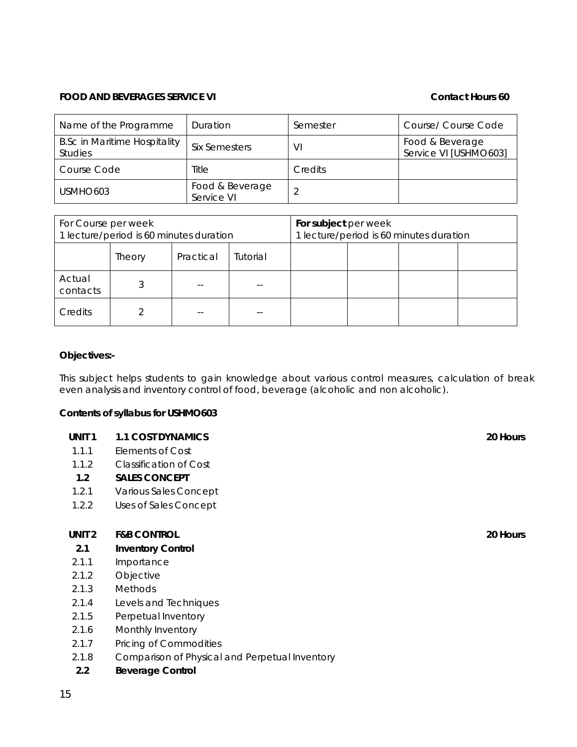**FOOD AND BEVERAGES SERVICE VI** **Contact Hours 60**

| Name of the Programme | Duration | Semester | Course/ Course Code |
|---|---|---|---|
| B.Sc in Maritime Hospitality Studies | Six Semesters | VI | Food & Beverage Service VI [USHMO603] |
| Course Code | Title | Credits | |
| USMHO603 | Food & Beverage Service VI | 2 | |

| For Course per week 1 lecture/period is 60 minutes duration | | | | **For subject** per week 1 lecture/period is 60 minutes duration | | | |
|---|---|---|---|---|---|---|---|
| | Theory | Practical | Tutorial | | | | |
| Actual contacts | 3 | -- | -- | | | | |
| Credits | 2 | -- | -- | | | | |

**Objectives:-**

This subject helps students to gain knowledge about various control measures, calculation of break even analysis and inventory control of food, beverage (alcoholic and non alcoholic).

**Contents of syllabus for USHMO603**

**UNIT 1** **1.1 COST DYNAMICS** **20 Hours**

- 1.1.1 Elements of Cost
- 1.1.2 Classification of Cost

**1.2 SALES CONCEPT**

- 1.2.1 Various Sales Concept
- 1.2.2 Uses of Sales Concept

**UNIT 2** **F&B CONTROL** **20 Hours**

**2.1 Inventory Control**

- 2.1.1 Importance
- 2.1.2 Objective
- 2.1.3 Methods
- 2.1.4 Levels and Techniques
- 2.1.5 Perpetual Inventory
- 2.1.6 Monthly Inventory
- 2.1.7 Pricing of Commodities
- 2.1.8 Comparison of Physical and Perpetual Inventory

**2.2 Beverage Control**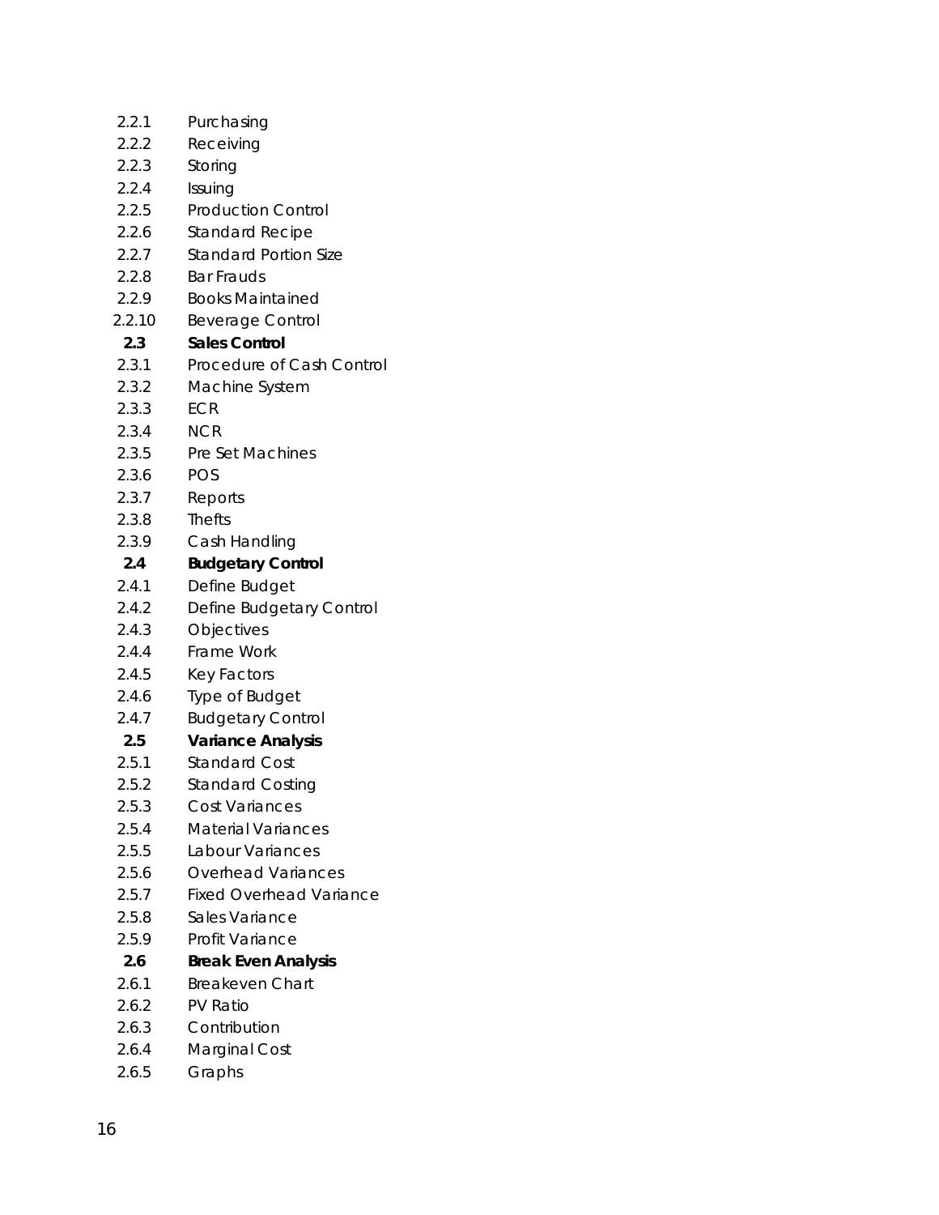2.2.1 Purchasing
2.2.2 Receiving
2.2.3 Storing
2.2.4 Issuing
2.2.5 Production Control
2.2.6 Standard Recipe
2.2.7 Standard Portion Size
2.2.8 Bar Frauds
2.2.9 Books Maintained
2.2.10 Beverage Control

**2.3 Sales Control**

2.3.1 Procedure of Cash Control
2.3.2 Machine System
2.3.3 ECR
2.3.4 NCR
2.3.5 Pre Set Machines
2.3.6 POS
2.3.7 Reports
2.3.8 Thefts
2.3.9 Cash Handling

**2.4 Budgetary Control**

2.4.1 Define Budget
2.4.2 Define Budgetary Control
2.4.3 Objectives
2.4.4 Frame Work
2.4.5 Key Factors
2.4.6 Type of Budget
2.4.7 Budgetary Control

**2.5 Variance Analysis**

2.5.1 Standard Cost
2.5.2 Standard Costing
2.5.3 Cost Variances
2.5.4 Material Variances
2.5.5 Labour Variances
2.5.6 Overhead Variances
2.5.7 Fixed Overhead Variance
2.5.8 Sales Variance
2.5.9 Profit Variance

**2.6 Break Even Analysis**

2.6.1 Breakeven Chart
2.6.2 PV Ratio
2.6.3 Contribution
2.6.4 Marginal Cost
2.6.5 Graphs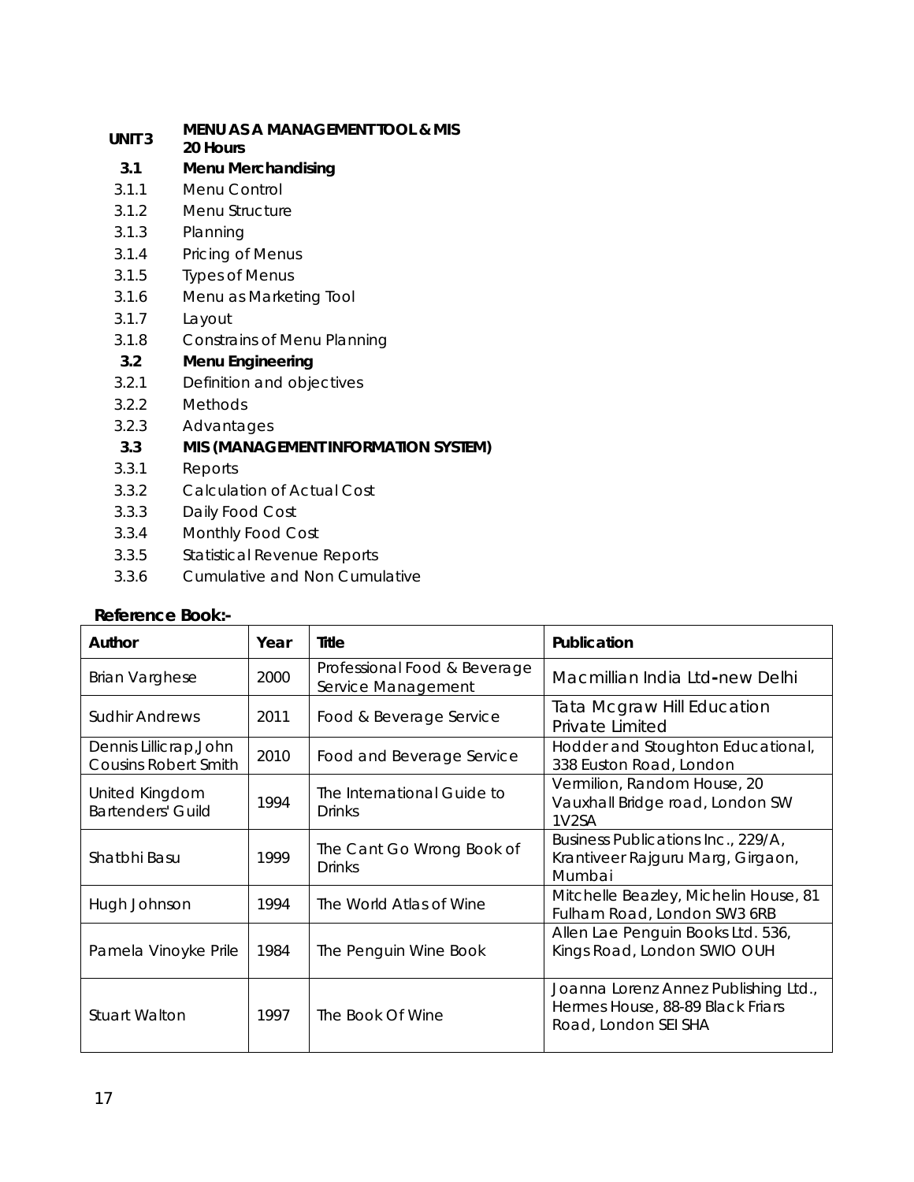**UNIT 3** **MENU AS A MANAGEMENT TOOL & MIS**
**20 Hours**

**3.1** **Menu Merchandising**

3.1.1 Menu Control
3.1.2 Menu Structure
3.1.3 Planning
3.1.4 Pricing of Menus
3.1.5 Types of Menus
3.1.6 Menu as Marketing Tool
3.1.7 Layout
3.1.8 Constrains of Menu Planning

**3.2** **Menu Engineering**

3.2.1 Definition and objectives
3.2.2 Methods
3.2.3 Advantages

**3.3** **MIS (MANAGEMENT INFORMATION SYSTEM)**

3.3.1 Reports
3.3.2 Calculation of Actual Cost
3.3.3 Daily Food Cost
3.3.4 Monthly Food Cost
3.3.5 Statistical Revenue Reports
3.3.6 Cumulative and Non Cumulative

**Reference Book:-**

| Author | Year | Title | Publication |
|---|---|---|---|
| Brian Varghese | 2000 | Professional Food & Beverage Service Management | Macmillian India Ltd-new Delhi |
| Sudhir Andrews | 2011 | Food & Beverage Service | Tata Mcgraw Hill Education Private Limited |
| Dennis Lillicrap,John Cousins Robert Smith | 2010 | Food and Beverage Service | Hodder and Stoughton Educational, 338 Euston Road, London |
| United Kingdom Bartenders' Guild | 1994 | The International Guide to Drinks | Vermilion, Random House, 20 Vauxhall Bridge road, London SW 1V2SA |
| Shatbhi Basu | 1999 | The Cant Go Wrong Book of Drinks | Business Publications Inc., 229/A, Krantiveer Rajguru Marg, Girgaon, Mumbai |
| Hugh Johnson | 1994 | The World Atlas of Wine | Mitchelle Beazley, Michelin House, 81 Fulham Road, London SW3 6RB |
| Pamela Vinoyke Prile | 1984 | The Penguin Wine Book | Allen Lae Penguin Books Ltd. 536, Kings Road, London SWIO OUH |
| Stuart Walton | 1997 | The Book Of Wine | Joanna Lorenz Annez Publishing Ltd., Hermes House, 88-89 Black Friars Road, London SEI SHA |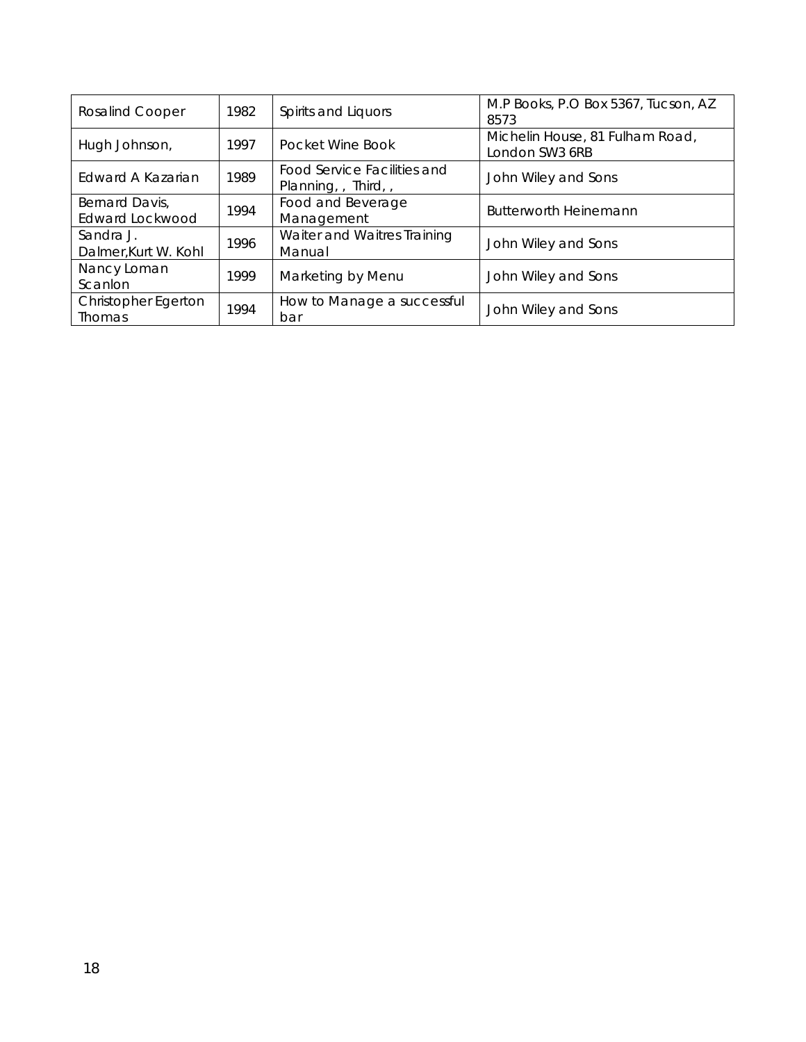| Rosalind Cooper | 1982 | Spirits and Liquors | M.P Books, P.O Box 5367, Tucson, AZ 8573 |
|---|---|---|---|
| Hugh Johnson, | 1997 | Pocket Wine Book | Michelin House, 81 Fulham Road, London SW3 6RB |
| Edward A Kazarian | 1989 | Food Service Facilities and Planning, , Third, , | John Wiley and Sons |
| Bernard Davis, Edward Lockwood | 1994 | Food and Beverage Management | Butterworth Heinemann |
| Sandra J. Dalmer,Kurt W. Kohl | 1996 | Waiter and Waitres Training Manual | John Wiley and Sons |
| Nancy Loman Scanlon | 1999 | Marketing by Menu | John Wiley and Sons |
| Christopher Egerton Thomas | 1994 | How to Manage a successful bar | John Wiley and Sons |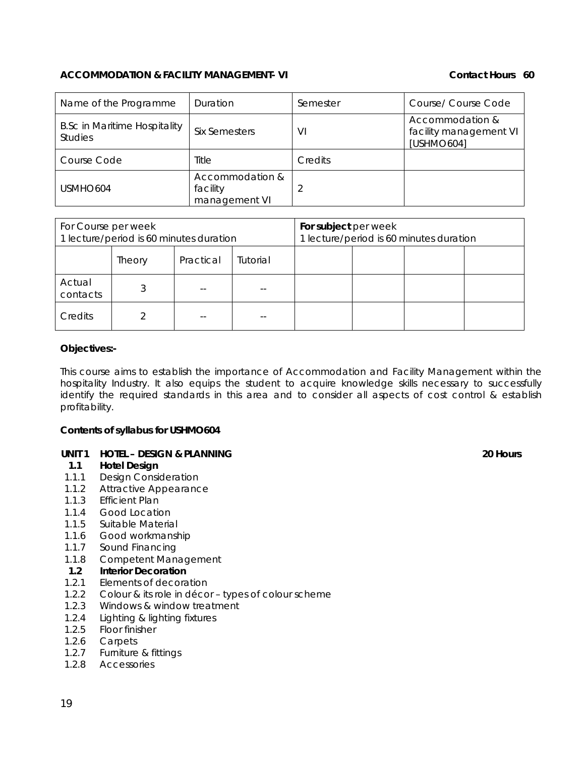**ACCOMMODATION & FACILITY MANAGEMENT- VI** **Contact Hours 60**

| Name of the Programme | Duration | Semester | Course/ Course Code |
|---|---|---|---|
| B.Sc in Maritime Hospitality Studies | Six Semesters | VI | Accommodation & facility management VI [USHMO604] |
| Course Code | Title | Credits | |
| USMHO604 | Accommodation & facility management VI | 2 | |

| For Course per week<br>1 lecture/period is 60 minutes duration | | | | **For subject** per week<br>1 lecture/period is 60 minutes duration | | | |
|---|---|---|---|---|---|---|---|
| | Theory | Practical | Tutorial | | | | |
| Actual contacts | 3 | -- | -- | | | | |
| Credits | 2 | -- | -- | | | | |

**Objectives:-**

This course aims to establish the importance of Accommodation and Facility Management within the hospitality Industry. It also equips the student to acquire knowledge skills necessary to successfully identify the required standards in this area and to consider all aspects of cost control & establish profitability.

**Contents of syllabus for USHMO604**

**UNIT 1 HOTEL – DESIGN & PLANNING** **20 Hours**

**1.1 Hotel Design**
- 1.1.1 Design Consideration
- 1.1.2 Attractive Appearance
- 1.1.3 Efficient Plan
- 1.1.4 Good Location
- 1.1.5 Suitable Material
- 1.1.6 Good workmanship
- 1.1.7 Sound Financing
- 1.1.8 Competent Management

**1.2 Interior Decoration**
- 1.2.1 Elements of decoration
- 1.2.2 Colour & its role in décor – types of colour scheme
- 1.2.3 Windows & window treatment
- 1.2.4 Lighting & lighting fixtures
- 1.2.5 Floor finisher
- 1.2.6 Carpets
- 1.2.7 Furniture & fittings
- 1.2.8 Accessories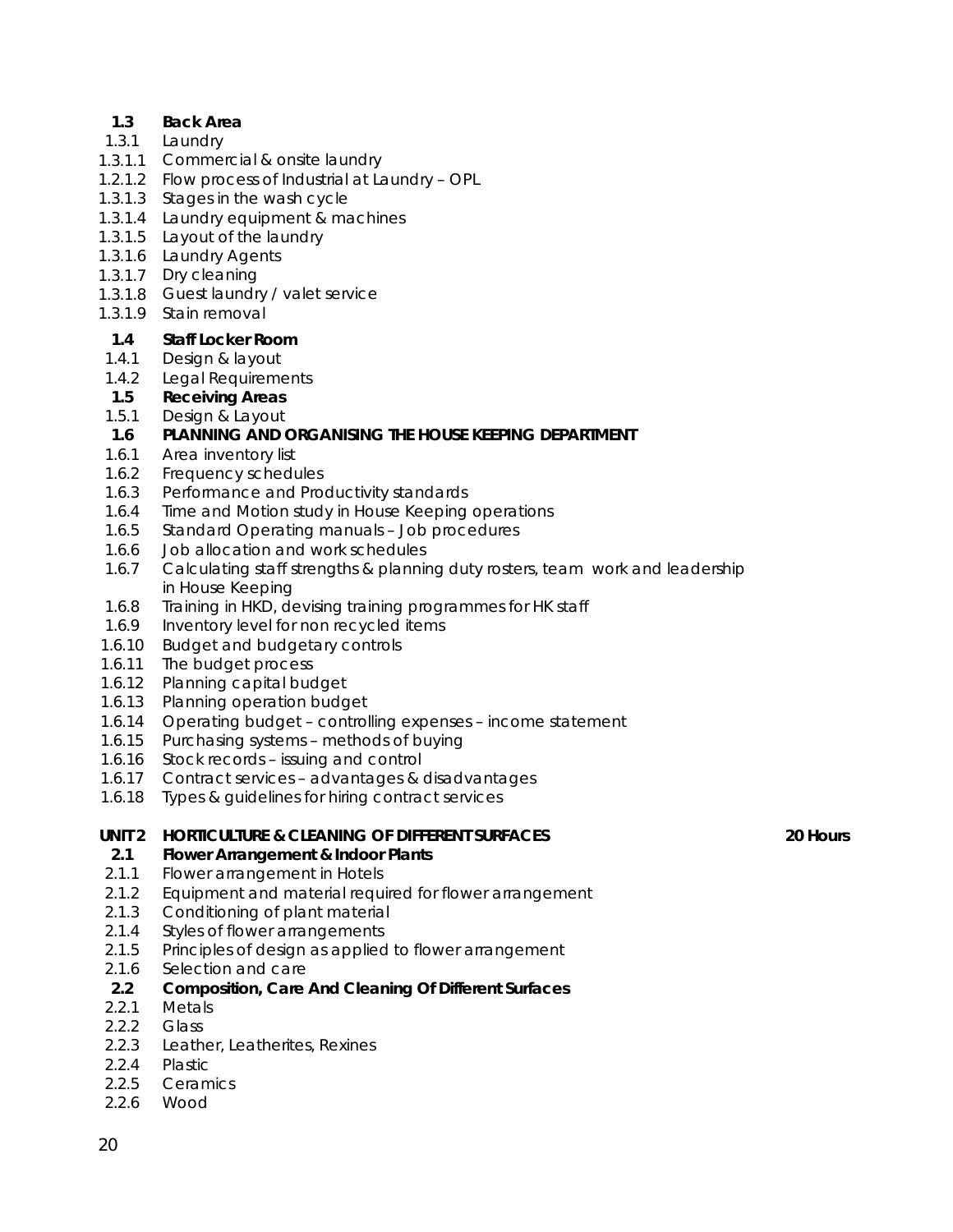**1.3 Back Area**

1.3.1 Laundry

1.3.1.1 Commercial & onsite laundry

1.2.1.2 Flow process of Industrial at Laundry – OPL

1.3.1.3 Stages in the wash cycle

1.3.1.4 Laundry equipment & machines

1.3.1.5 Layout of the laundry

1.3.1.6 Laundry Agents

1.3.1.7 Dry cleaning

1.3.1.8 Guest laundry / valet service

1.3.1.9 Stain removal

**1.4 Staff Locker Room**

1.4.1 Design & layout

1.4.2 Legal Requirements

**1.5 Receiving Areas**

1.5.1 Design & Layout

**1.6 PLANNING AND ORGANISING THE HOUSE KEEPING DEPARTMENT**

1.6.1 Area inventory list

1.6.2 Frequency schedules

1.6.3 Performance and Productivity standards

1.6.4 Time and Motion study in House Keeping operations

1.6.5 Standard Operating manuals – Job procedures

1.6.6 Job allocation and work schedules

1.6.7 Calculating staff strengths & planning duty rosters, team work and leadership in House Keeping

1.6.8 Training in HKD, devising training programmes for HK staff

1.6.9 Inventory level for non recycled items

1.6.10 Budget and budgetary controls

1.6.11 The budget process

1.6.12 Planning capital budget

1.6.13 Planning operation budget

1.6.14 Operating budget – controlling expenses – income statement

1.6.15 Purchasing systems – methods of buying

1.6.16 Stock records – issuing and control

1.6.17 Contract services – advantages & disadvantages

1.6.18 Types & guidelines for hiring contract services

**UNIT 2 HORTICULTURE & CLEANING OF DIFFERENT SURFACES 20 Hours**

**2.1 Flower Arrangement & Indoor Plants**

2.1.1 Flower arrangement in Hotels

2.1.2 Equipment and material required for flower arrangement

2.1.3 Conditioning of plant material

2.1.4 Styles of flower arrangements

2.1.5 Principles of design as applied to flower arrangement

2.1.6 Selection and care

**2.2 Composition, Care And Cleaning Of Different Surfaces**

2.2.1 Metals

2.2.2 Glass

2.2.3 Leather, Leatherites, Rexines

2.2.4 Plastic

2.2.5 Ceramics

2.2.6 Wood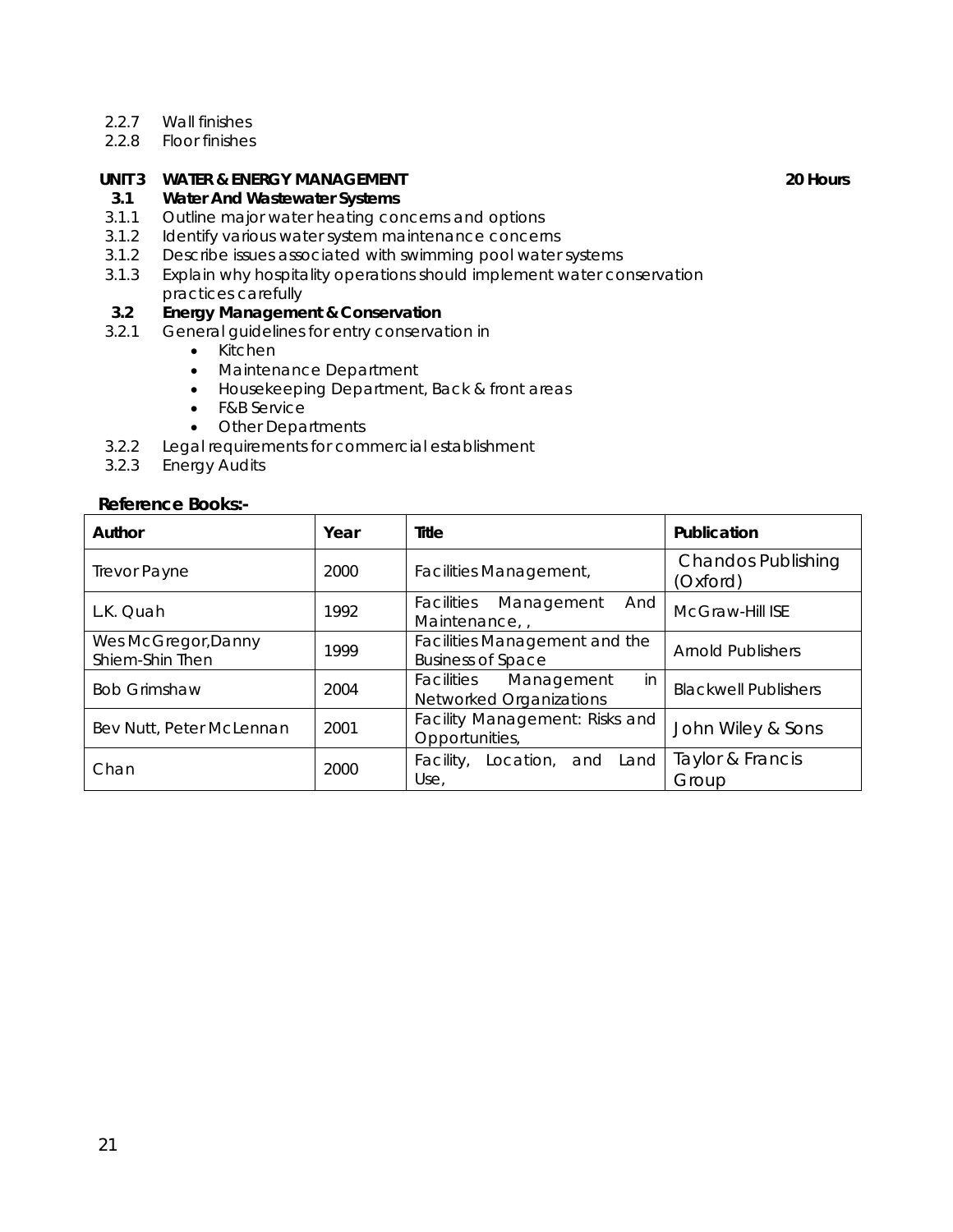2.2.7 Wall finishes
2.2.8 Floor finishes

**UNIT 3 WATER & ENERGY MANAGEMENT** **20 Hours**

**3.1 Water And Wastewater Systems**

3.1.1 Outline major water heating concerns and options
3.1.2 Identify various water system maintenance concerns
3.1.2 Describe issues associated with swimming pool water systems
3.1.3 Explain why hospitality operations should implement water conservation practices carefully

**3.2 Energy Management & Conservation**

3.2.1 General guidelines for entry conservation in

- Kitchen
- Maintenance Department
- Housekeeping Department, Back & front areas
- F&B Service
- Other Departments

3.2.2 Legal requirements for commercial establishment
3.2.3 Energy Audits

**Reference Books:-**

| Author | Year | Title | Publication |
|---|---|---|---|
| Trevor Payne | 2000 | Facilities Management, | Chandos Publishing (Oxford) |
| L.K. Quah | 1992 | Facilities Management And Maintenance, , | McGraw-Hill ISE |
| Wes McGregor,Danny Shiem-Shin Then | 1999 | Facilities Management and the Business of Space | Arnold Publishers |
| Bob Grimshaw | 2004 | Facilities Management in Networked Organizations | Blackwell Publishers |
| Bev Nutt, Peter McLennan | 2001 | Facility Management: Risks and Opportunities, | John Wiley & Sons |
| Chan | 2000 | Facility, Location, and Land Use, | Taylor & Francis Group |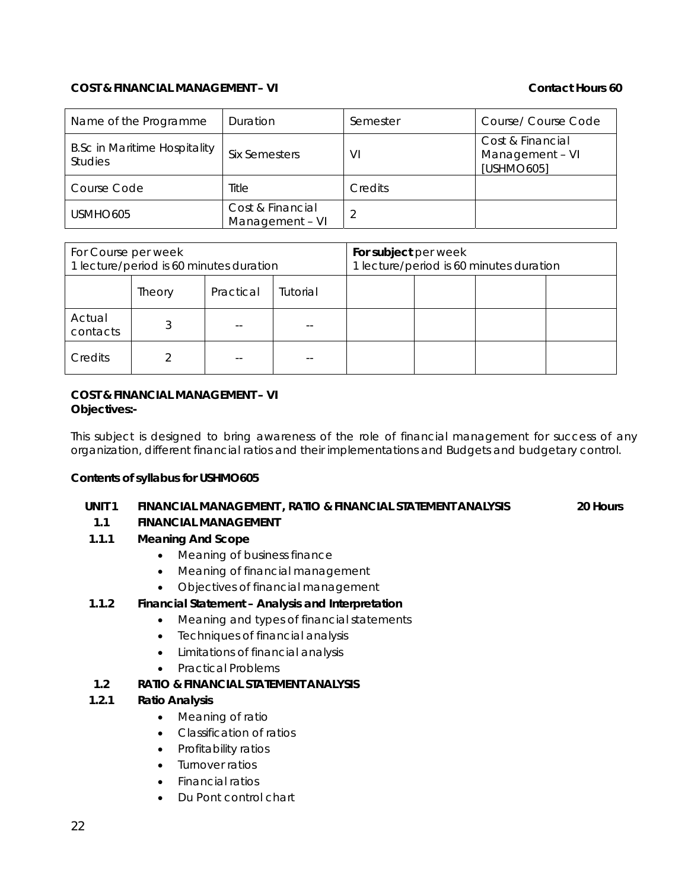**COST & FINANCIAL MANAGEMENT – VI** **Contact Hours 60**

| Name of the Programme | Duration | Semester | Course/ Course Code |
|---|---|---|---|
| B.Sc in Maritime Hospitality Studies | Six Semesters | VI | Cost & Financial Management – VI [USHMO605] |
| Course Code | Title | Credits | |
| USMHO605 | Cost & Financial Management – VI | 2 | |

| For Course per week 1 lecture/period is 60 minutes duration | | | | **For subject** per week 1 lecture/period is 60 minutes duration | | | |
|---|---|---|---|---|---|---|---|
| | Theory | Practical | Tutorial | | | | |
| Actual contacts | 3 | -- | -- | | | | |
| Credits | 2 | -- | -- | | | | |

**COST & FINANCIAL MANAGEMENT – VI**
**Objectives:-**

This subject is designed to bring awareness of the role of financial management for success of any organization, different financial ratios and their implementations and Budgets and budgetary control.

**Contents of syllabus for USHMO605**

**UNIT 1 FINANCIAL MANAGEMENT , RATIO & FINANCIAL STATEMENT ANALYSIS** **20 Hours**

**1.1 FINANCIAL MANAGEMENT**

**1.1.1 Meaning And Scope**

- Meaning of business finance
- Meaning of financial management
- Objectives of financial management

**1.1.2 Financial Statement – Analysis and Interpretation**

- Meaning and types of financial statements
- Techniques of financial analysis
- Limitations of financial analysis
- Practical Problems

**1.2 RATIO & FINANCIAL STATEMENT ANALYSIS**

**1.2.1 Ratio Analysis**

- Meaning of ratio
- Classification of ratios
- Profitability ratios
- Turnover ratios
- Financial ratios
- Du Pont control chart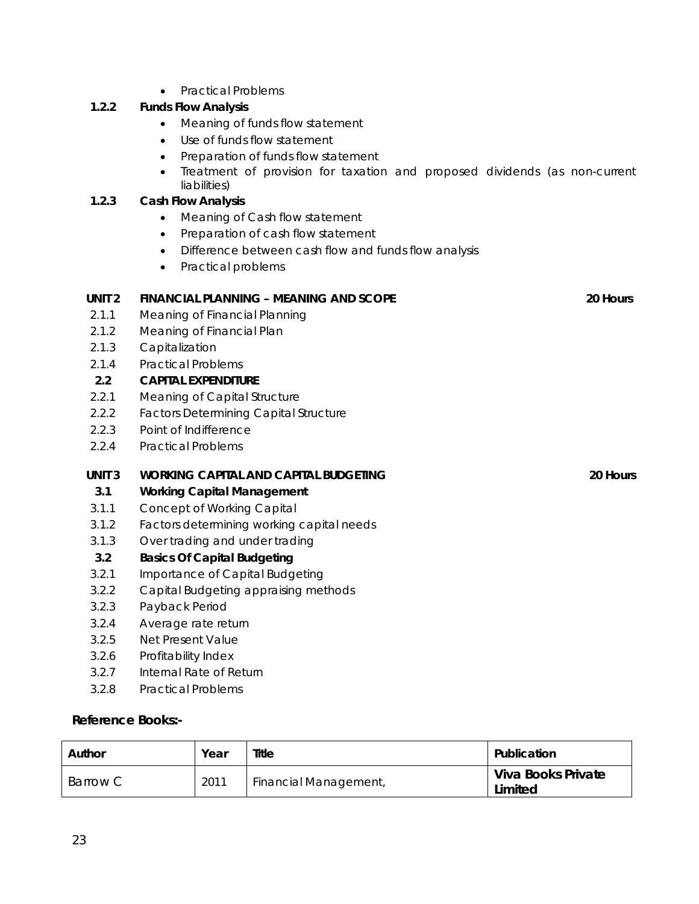- Practical Problems

**1.2.2 Funds Flow Analysis**

- Meaning of funds flow statement
- Use of funds flow statement
- Preparation of funds flow statement
- Treatment of provision for taxation and proposed dividends (as non-current liabilities)

**1.2.3 Cash Flow Analysis**

- Meaning of Cash flow statement
- Preparation of cash flow statement
- Difference between cash flow and funds flow analysis
- Practical problems

**UNIT 2 FINANCIAL PLANNING – MEANING AND SCOPE** **20 Hours**

2.1.1 Meaning of Financial Planning
2.1.2 Meaning of Financial Plan
2.1.3 Capitalization
2.1.4 Practical Problems

**2.2 CAPITAL EXPENDITURE**

2.2.1 Meaning of Capital Structure
2.2.2 Factors Determining Capital Structure
2.2.3 Point of Indifference
2.2.4 Practical Problems

**UNIT 3 WORKING CAPITAL AND CAPITAL BUDGETING** **20 Hours**

**3.1 Working Capital Management**

3.1.1 Concept of Working Capital
3.1.2 Factors determining working capital needs
3.1.3 Over trading and under trading

**3.2 Basics Of Capital Budgeting**

3.2.1 Importance of Capital Budgeting
3.2.2 Capital Budgeting appraising methods
3.2.3 Payback Period
3.2.4 Average rate return
3.2.5 Net Present Value
3.2.6 Profitability Index
3.2.7 Internal Rate of Return
3.2.8 Practical Problems

**Reference Books:-**

| Author | Year | Title | Publication |
|---|---|---|---|
| Barrow C | 2011 | Financial Management, | **Viva Books Private Limited** |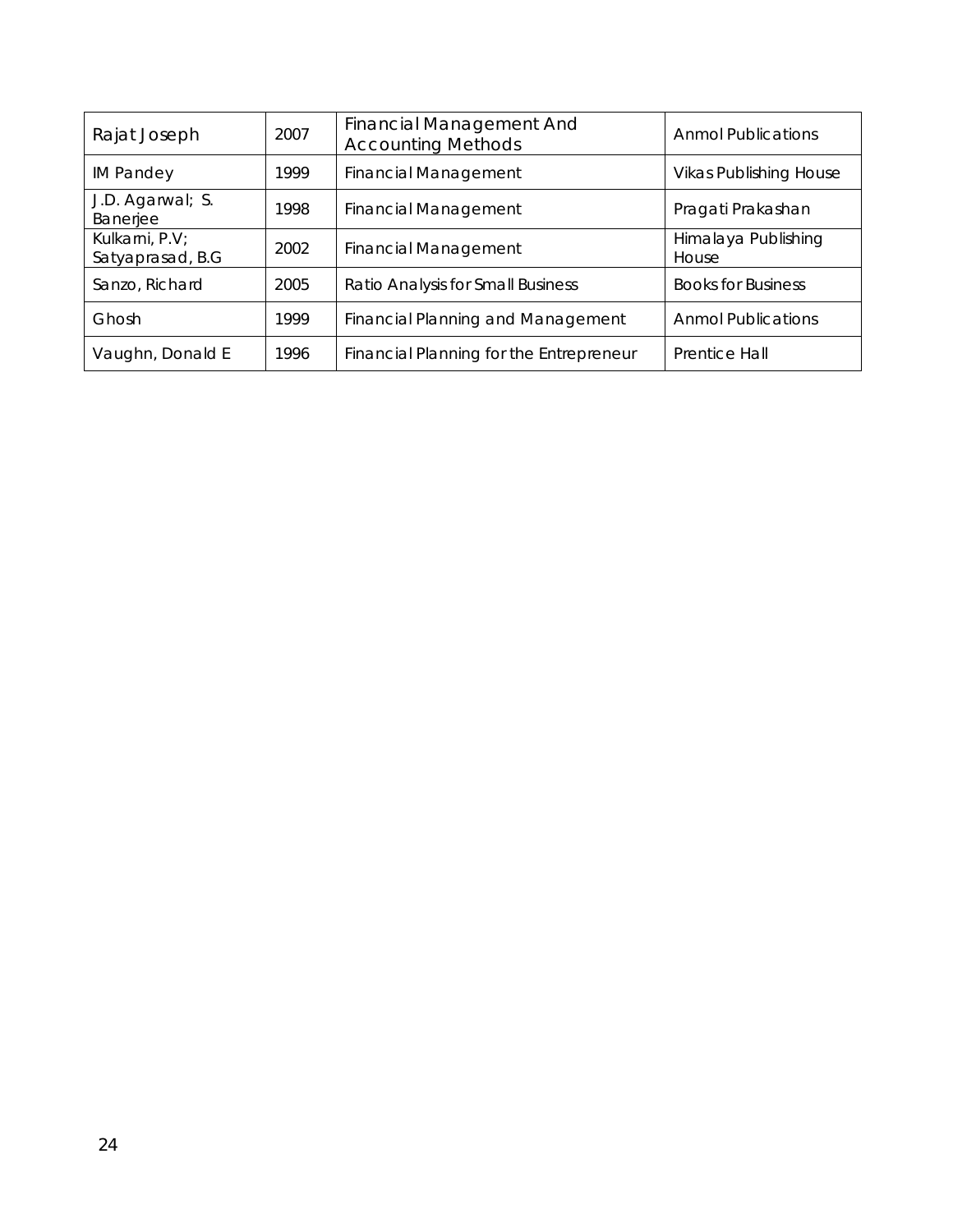| Rajat Joseph | 2007 | Financial Management And Accounting Methods | Anmol Publications |
|---|---|---|---|
| IM Pandey | 1999 | Financial Management | Vikas Publishing House |
| J.D. Agarwal; S. Banerjee | 1998 | Financial Management | Pragati Prakashan |
| Kulkarni, P.V; Satyaprasad, B.G | 2002 | Financial Management | Himalaya Publishing House |
| Sanzo, Richard | 2005 | Ratio Analysis for Small Business | Books for Business |
| Ghosh | 1999 | Financial Planning and Management | Anmol Publications |
| Vaughn, Donald E | 1996 | Financial Planning for the Entrepreneur | Prentice Hall |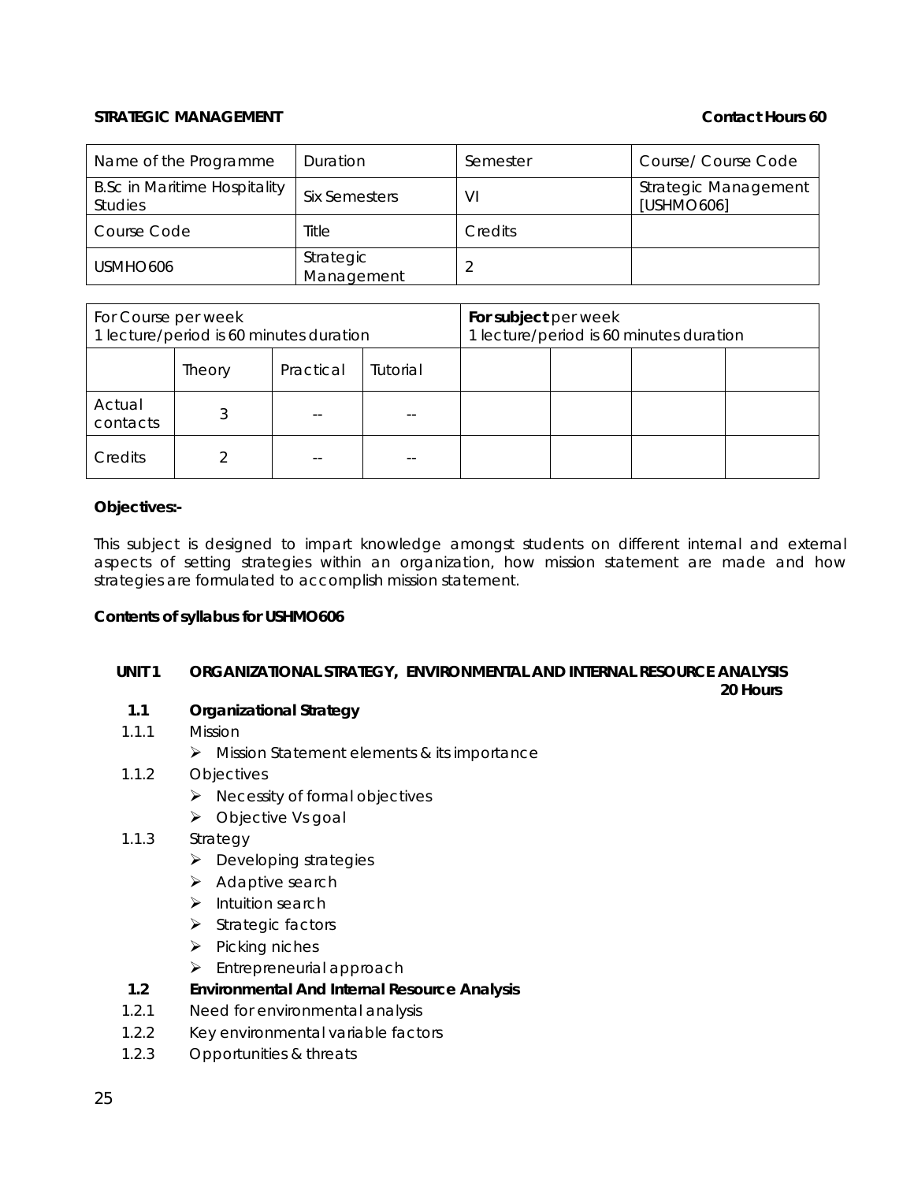**STRATEGIC MANAGEMENT** **Contact Hours 60**

| Name of the Programme | Duration | Semester | Course/ Course Code |
|---|---|---|---|
| B.Sc in Maritime Hospitality Studies | Six Semesters | VI | Strategic Management [USHMO606] |
| Course Code | Title | Credits | |
| USMHO606 | Strategic Management | 2 | |

| For Course per week 1 lecture/period is 60 minutes duration | | | | **For subject** per week 1 lecture/period is 60 minutes duration | | | |
|---|---|---|---|---|---|---|---|
| | Theory | Practical | Tutorial | | | | |
| Actual contacts | 3 | -- | -- | | | | |
| Credits | 2 | -- | -- | | | | |

**Objectives:-**

This subject is designed to impart knowledge amongst students on different internal and external aspects of setting strategies within an organization, how mission statement are made and how strategies are formulated to accomplish mission statement.

**Contents of syllabus for USHMO606**

**UNIT 1 ORGANIZATIONAL STRATEGY, ENVIRONMENTAL AND INTERNAL RESOURCE ANALYSIS** **20 Hours**

**1.1 Organizational Strategy**

1.1.1 Mission

- Mission Statement elements & its importance

1.1.2 Objectives

- Necessity of formal objectives
- Objective Vs goal

1.1.3 Strategy

- Developing strategies
- Adaptive search
- Intuition search
- Strategic factors
- Picking niches
- Entrepreneurial approach

**1.2 Environmental And Internal Resource Analysis**

1.2.1 Need for environmental analysis

1.2.2 Key environmental variable factors

1.2.3 Opportunities & threats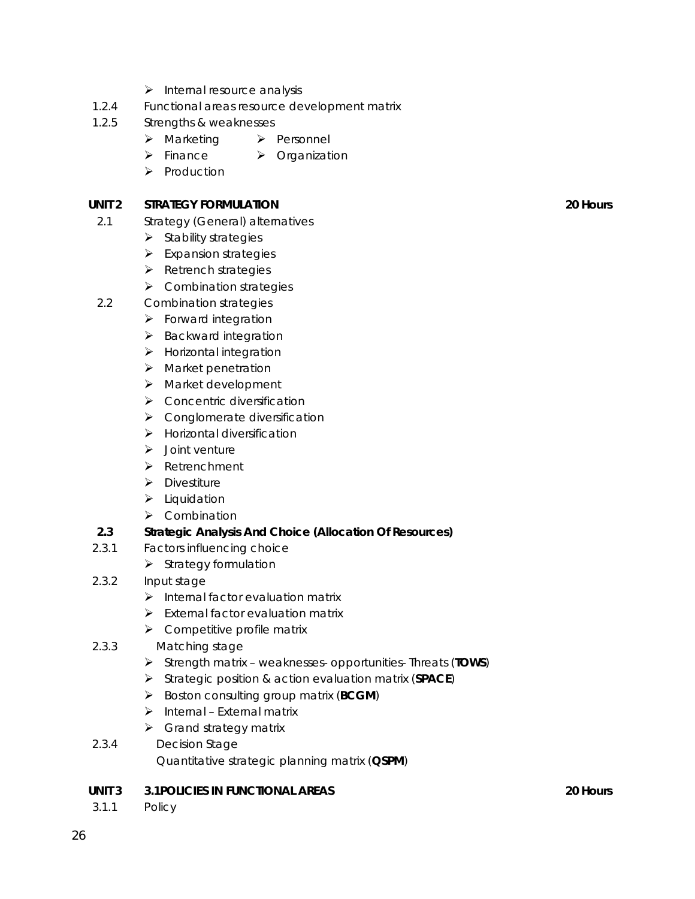- Internal resource analysis

1.2.4 Functional areas resource development matrix

1.2.5 Strengths & weaknesses

- Marketing
- Personnel
- Finance
- Organization
- Production

**UNIT 2 STRATEGY FORMULATION** **20 Hours**

2.1 Strategy (General) alternatives

- Stability strategies
- Expansion strategies
- Retrench strategies
- Combination strategies

2.2 Combination strategies

- Forward integration
- Backward integration
- Horizontal integration
- Market penetration
- Market development
- Concentric diversification
- Conglomerate diversification
- Horizontal diversification
- Joint venture
- Retrenchment
- Divestiture
- Liquidation
- Combination

**2.3 Strategic Analysis And Choice (Allocation Of Resources)**

2.3.1 Factors influencing choice

- Strategy formulation

2.3.2 Input stage

- Internal factor evaluation matrix
- External factor evaluation matrix
- Competitive profile matrix

2.3.3 Matching stage

- Strength matrix – weaknesses- opportunities- Threats (**TOWS**)
- Strategic position & action evaluation matrix (**SPACE**)
- Boston consulting group matrix (**BCGM**)
- Internal – External matrix
- Grand strategy matrix

2.3.4 Decision Stage

Quantitative strategic planning matrix (**QSPM**)

**UNIT 3 3.1POLICIES IN FUNCTIONAL AREAS** **20 Hours**

3.1.1 Policy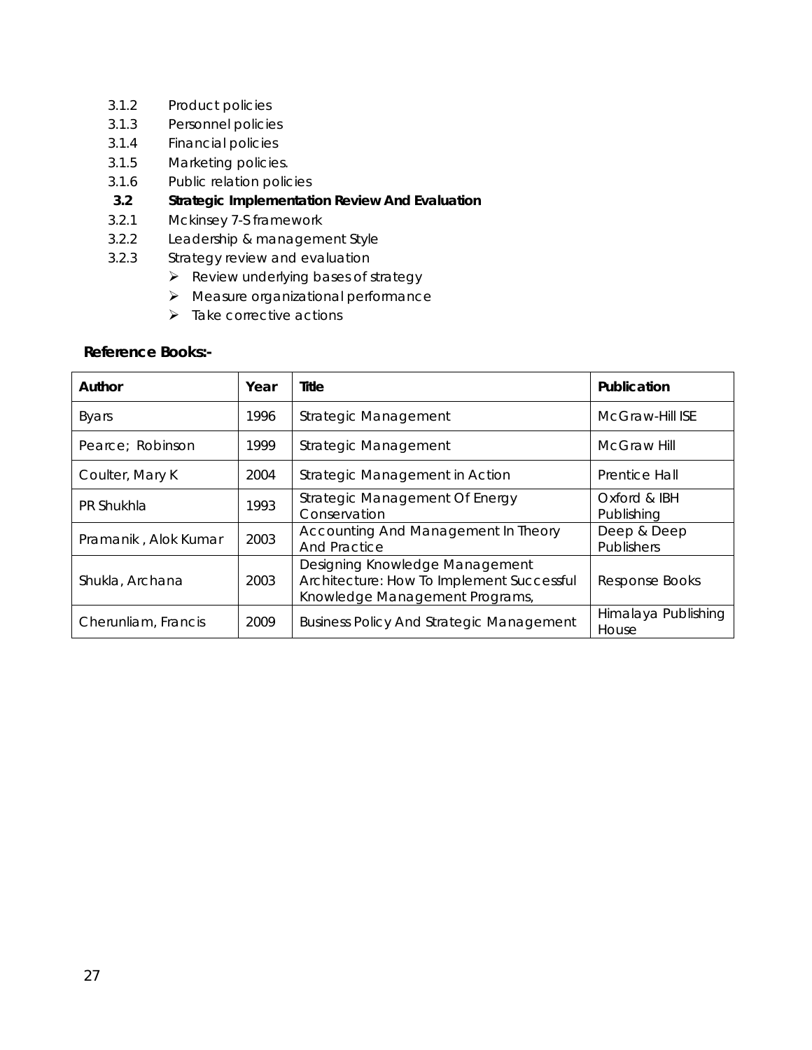3.1.2 Product policies

3.1.3 Personnel policies

3.1.4 Financial policies

3.1.5 Marketing policies.

3.1.6 Public relation policies

**3.2 Strategic Implementation Review And Evaluation**

3.2.1 Mckinsey 7-S framework

3.2.2 Leadership & management Style

3.2.3 Strategy review and evaluation

- Review underlying bases of strategy
- Measure organizational performance
- Take corrective actions

**Reference Books:-**

| Author | Year | Title | Publication |
|---|---|---|---|
| Byars | 1996 | Strategic Management | McGraw-Hill ISE |
| Pearce; Robinson | 1999 | Strategic Management | McGraw Hill |
| Coulter, Mary K | 2004 | Strategic Management in Action | Prentice Hall |
| PR Shukhla | 1993 | Strategic Management Of Energy Conservation | Oxford & IBH Publishing |
| Pramanik , Alok Kumar | 2003 | Accounting And Management In Theory And Practice | Deep & Deep Publishers |
| Shukla, Archana | 2003 | Designing Knowledge Management Architecture: How To Implement Successful Knowledge Management Programs, | Response Books |
| Cherunliam, Francis | 2009 | Business Policy And Strategic Management | Himalaya Publishing House |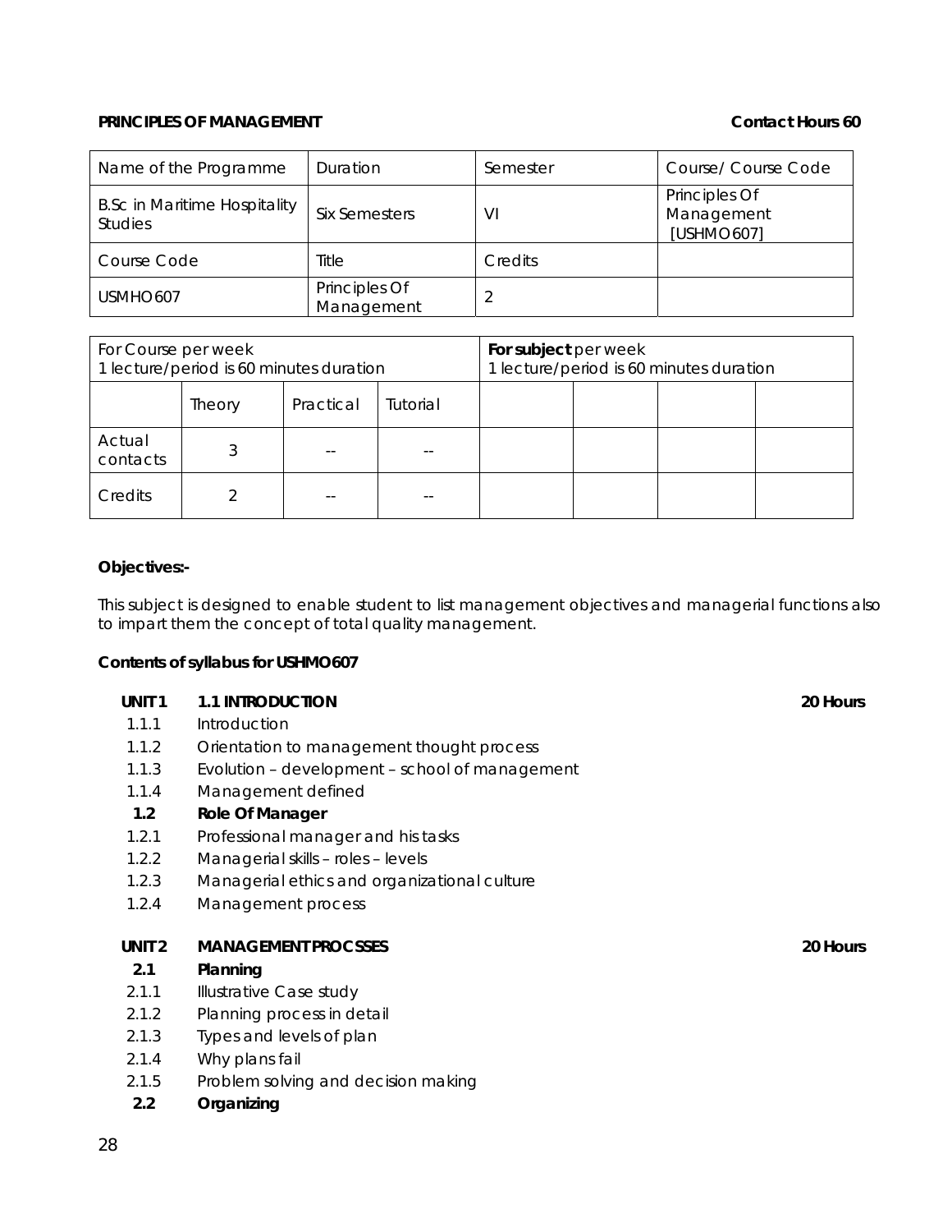**PRINCIPLES OF MANAGEMENT** **Contact Hours 60**

| Name of the Programme | Duration | Semester | Course/ Course Code |
|---|---|---|---|
| B.Sc in Maritime Hospitality Studies | Six Semesters | VI | Principles Of Management [USHMO607] |
| Course Code | Title | Credits | |
| USMHO607 | Principles Of Management | 2 | |

| For Course per week<br>1 lecture/period is 60 minutes duration | | | | **For subject** per week<br>1 lecture/period is 60 minutes duration | | | |
|---|---|---|---|---|---|---|---|
| | Theory | Practical | Tutorial | | | | |
| Actual contacts | 3 | -- | -- | | | | |
| Credits | 2 | -- | -- | | | | |

**Objectives:-**

This subject is designed to enable student to list management objectives and managerial functions also to impart them the concept of total quality management.

**Contents of syllabus for USHMO607**

**UNIT 1** **1.1 INTRODUCTION** **20 Hours**

- 1.1.1 Introduction
- 1.1.2 Orientation to management thought process
- 1.1.3 Evolution – development – school of management
- 1.1.4 Management defined

**1.2 Role Of Manager**

- 1.2.1 Professional manager and his tasks
- 1.2.2 Managerial skills – roles – levels
- 1.2.3 Managerial ethics and organizational culture
- 1.2.4 Management process

**UNIT 2** **MANAGEMENT PROCSSES** **20 Hours**

**2.1 Planning**

- 2.1.1 Illustrative Case study
- 2.1.2 Planning process in detail
- 2.1.3 Types and levels of plan
- 2.1.4 Why plans fail
- 2.1.5 Problem solving and decision making

**2.2 Organizing**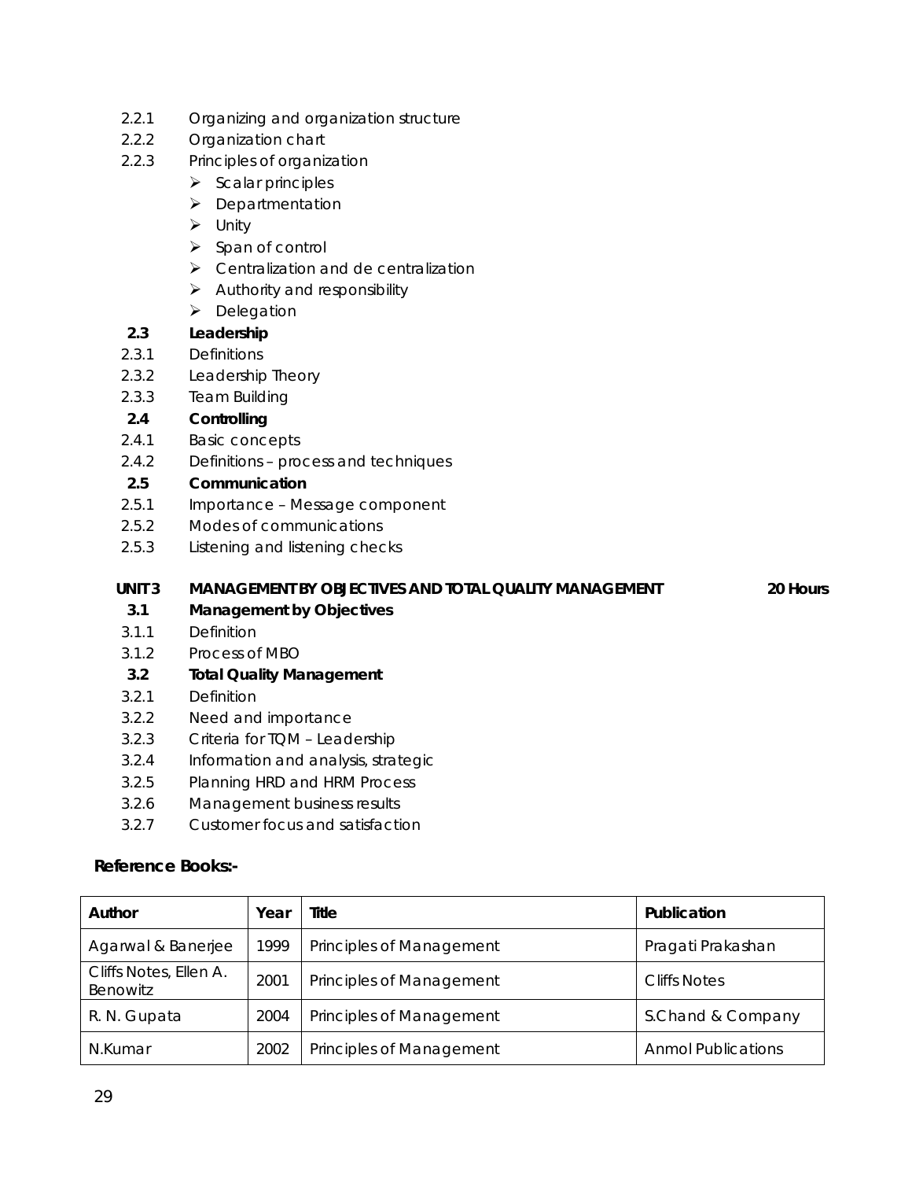2.2.1 Organizing and organization structure
2.2.2 Organization chart
2.2.3 Principles of organization

- Scalar principles
- Departmentation
- Unity
- Span of control
- Centralization and de centralization
- Authority and responsibility
- Delegation

**2.3 Leadership**

2.3.1 Definitions
2.3.2 Leadership Theory
2.3.3 Team Building

**2.4 Controlling**

2.4.1 Basic concepts
2.4.2 Definitions – process and techniques

**2.5 Communication**

2.5.1 Importance – Message component
2.5.2 Modes of communications
2.5.3 Listening and listening checks

**UNIT 3 MANAGEMENT BY OBJECTIVES AND TOTAL QUALITY MANAGEMENT 20 Hours**

**3.1 Management by Objectives**

3.1.1 Definition
3.1.2 Process of MBO

**3.2 Total Quality Management**

3.2.1 Definition
3.2.2 Need and importance
3.2.3 Criteria for TQM – Leadership
3.2.4 Information and analysis, strategic
3.2.5 Planning HRD and HRM Process
3.2.6 Management business results
3.2.7 Customer focus and satisfaction

**Reference Books:-**

| Author | Year | Title | Publication |
|---|---|---|---|
| Agarwal & Banerjee | 1999 | Principles of Management | Pragati Prakashan |
| Cliffs Notes, Ellen A. Benowitz | 2001 | Principles of Management | Cliffs Notes |
| R. N. Gupata | 2004 | Principles of Management | S.Chand & Company |
| N.Kumar | 2002 | Principles of Management | Anmol Publications |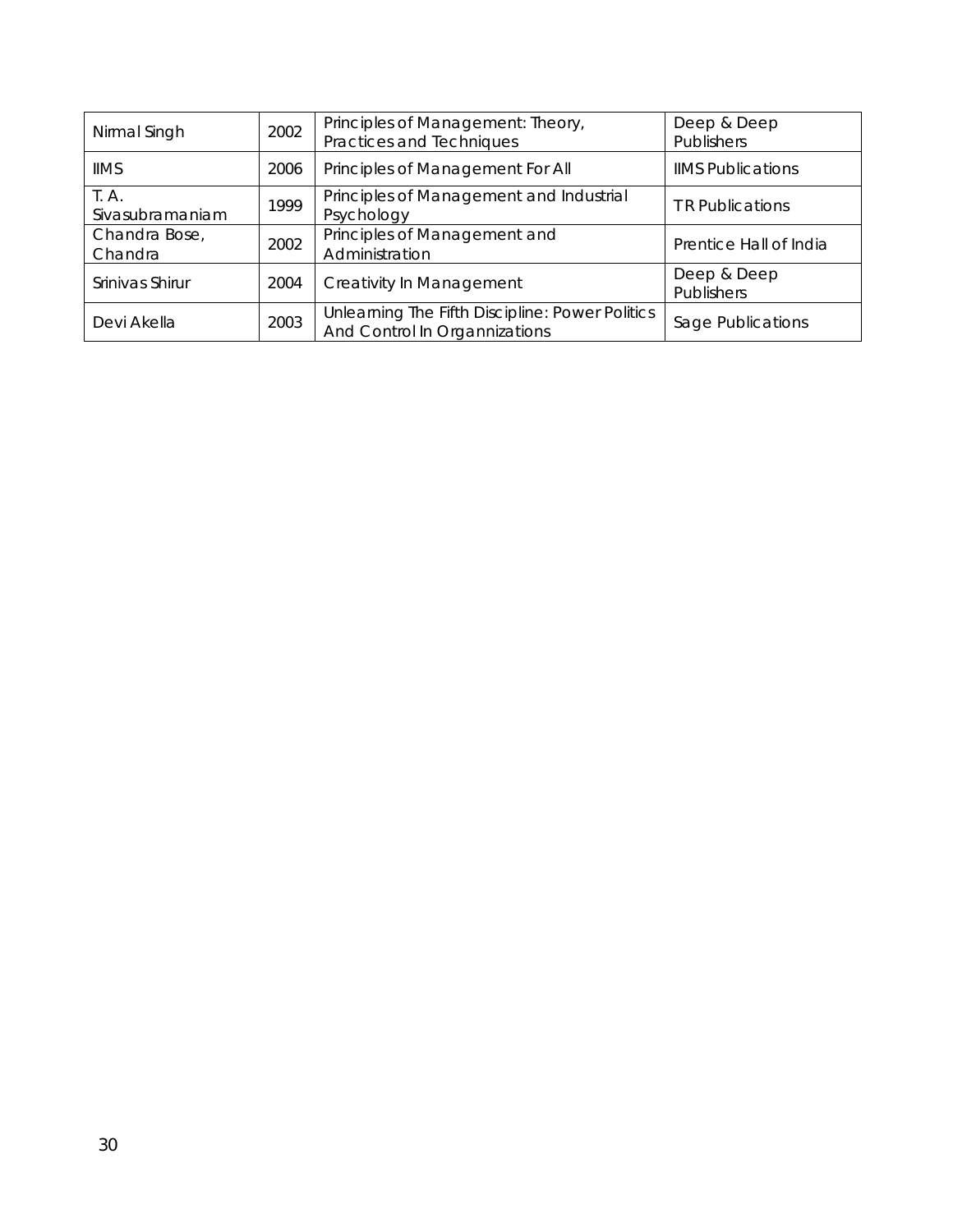| Nirmal Singh | 2002 | Principles of Management: Theory, Practices and Techniques | Deep & Deep Publishers |
|---|---|---|---|
| IIMS | 2006 | Principles of Management For All | IIMS Publications |
| T. A. Sivasubramaniam | 1999 | Principles of Management and Industrial Psychology | TR Publications |
| Chandra Bose, Chandra | 2002 | Principles of Management and Administration | Prentice Hall of India |
| Srinivas Shirur | 2004 | Creativity In Management | Deep & Deep Publishers |
| Devi Akella | 2003 | Unlearning The Fifth Discipline: Power Politics And Control In Organnizations | Sage Publications |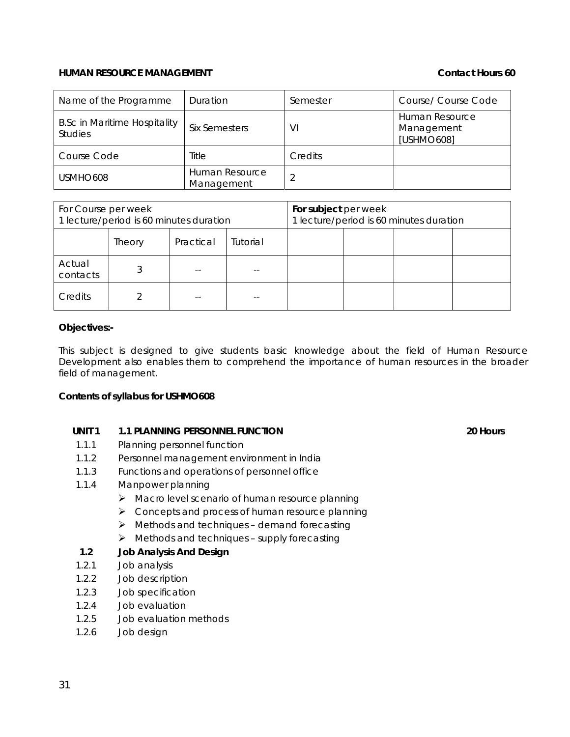**HUMAN RESOURCE MANAGEMENT** **Contact Hours 60**

| Name of the Programme | Duration | Semester | Course/ Course Code |
|---|---|---|---|
| B.Sc in Maritime Hospitality Studies | Six Semesters | VI | Human Resource Management [USHMO608] |
| Course Code | Title | Credits | |
| USMHO608 | Human Resource Management | 2 | |

| For Course per week<br>1 lecture/period is 60 minutes duration | | | | **For subject** per week<br>1 lecture/period is 60 minutes duration | | | |
|---|---|---|---|---|---|---|---|
| | Theory | Practical | Tutorial | | | | |
| Actual contacts | 3 | -- | -- | | | | |
| Credits | 2 | -- | -- | | | | |

**Objectives:-**

This subject is designed to give students basic knowledge about the field of Human Resource Development also enables them to comprehend the importance of human resources in the broader field of management.

**Contents of syllabus for USHMO608**

**UNIT 1 1.1 PLANNING PERSONNEL FUNCTION** **20 Hours**

1.1.1 Planning personnel function

1.1.2 Personnel management environment in India

1.1.3 Functions and operations of personnel office

1.1.4 Manpower planning

- Macro level scenario of human resource planning
- Concepts and process of human resource planning
- Methods and techniques – demand forecasting
- Methods and techniques – supply forecasting

**1.2 Job Analysis And Design**

1.2.1 Job analysis

1.2.2 Job description

1.2.3 Job specification

1.2.4 Job evaluation

1.2.5 Job evaluation methods

1.2.6 Job design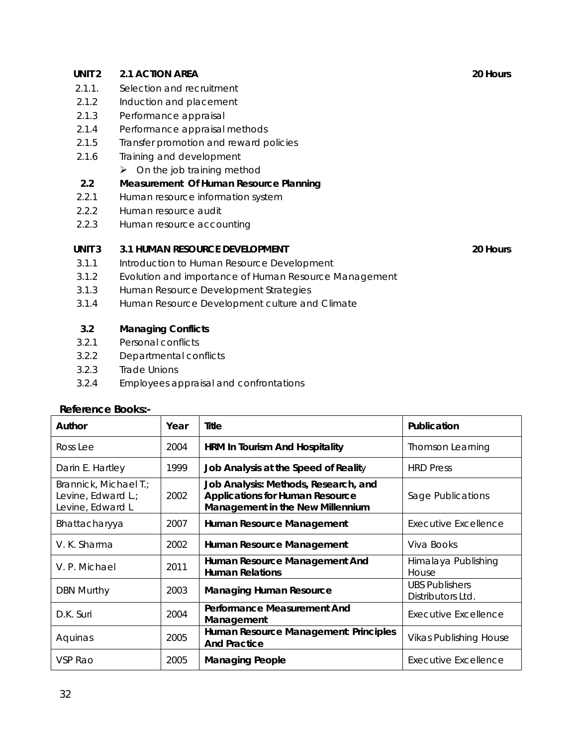**UNIT 2 2.1 ACTION AREA** **20 Hours**

- 2.1.1. Selection and recruitment
- 2.1.2 Induction and placement
- 2.1.3 Performance appraisal
- 2.1.4 Performance appraisal methods
- 2.1.5 Transfer promotion and reward policies
- 2.1.6 Training and development
  - On the job training method

**2.2 Measurement Of Human Resource Planning**

- 2.2.1 Human resource information system
- 2.2.2 Human resource audit
- 2.2.3 Human resource accounting

**UNIT 3 3.1 HUMAN RESOURCE DEVELOPMENT** **20 Hours**

- 3.1.1 Introduction to Human Resource Development
- 3.1.2 Evolution and importance of Human Resource Management
- 3.1.3 Human Resource Development Strategies
- 3.1.4 Human Resource Development culture and Climate

**3.2 Managing Conflicts**

- 3.2.1 Personal conflicts
- 3.2.2 Departmental conflicts
- 3.2.3 Trade Unions
- 3.2.4 Employees appraisal and confrontations

**Reference Books:-**

| Author | Year | Title | Publication |
|---|---|---|---|
| Ross Lee | 2004 | **HRM In Tourism And Hospitality** | Thomson Learning |
| Darin E. Hartley | 1999 | **Job Analysis at the Speed of Reality** | HRD Press |
| Brannick, Michael T.; Levine, Edward L.; Levine, Edward L | 2002 | **Job Analysis: Methods, Research, and Applications for Human Resource Management in the New Millennium** | Sage Publications |
| Bhattacharyya | 2007 | **Human Resource Management** | Executive Excellence |
| V. K. Sharma | 2002 | **Human Resource Management** | Viva Books |
| V. P. Michael | 2011 | **Human Resource Management And Human Relations** | Himalaya Publishing House |
| DBN Murthy | 2003 | **Managing Human Resource** | UBS Publishers Distributors Ltd. |
| D.K. Suri | 2004 | **Performance Measurement And Management** | Executive Excellence |
| Aquinas | 2005 | **Human Resource Management: Principles And Practice** | Vikas Publishing House |
| VSP Rao | 2005 | **Managing People** | Executive Excellence |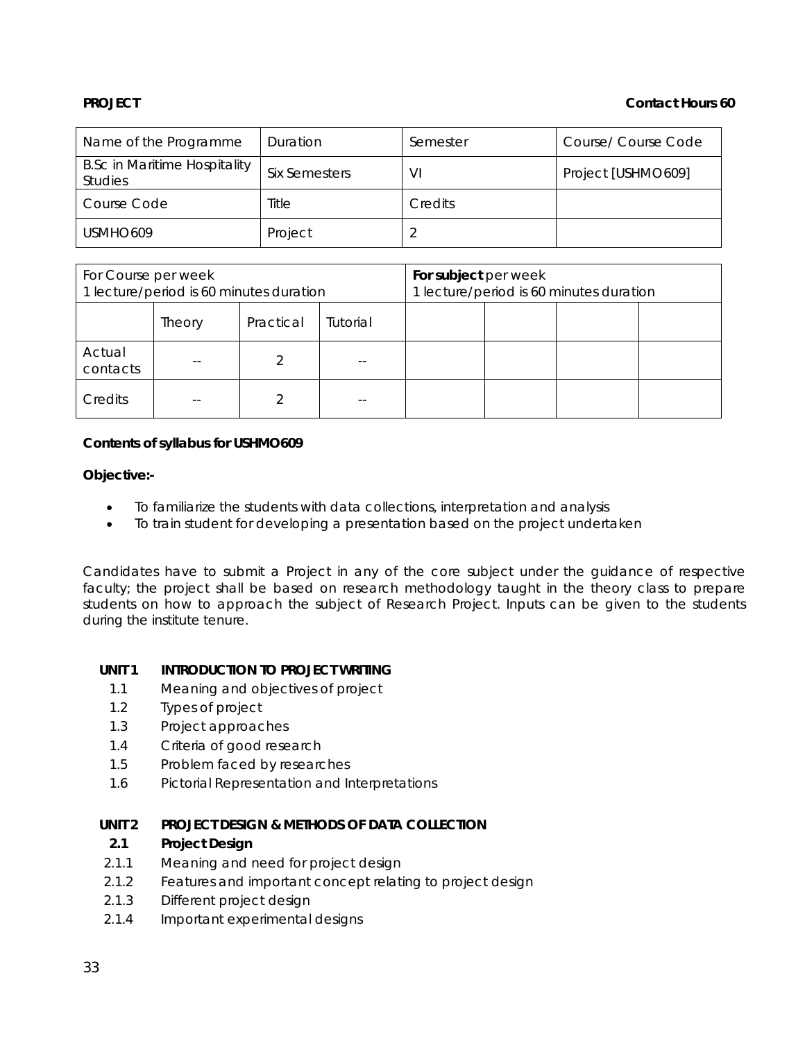**PROJECT** **Contact Hours 60**

| Name of the Programme | Duration | Semester | Course/ Course Code |
|---|---|---|---|
| B.Sc in Maritime Hospitality Studies | Six Semesters | VI | Project [USHMO609] |
| Course Code | Title | Credits | |
| USMHO609 | Project | 2 | |

| For Course per week<br>1 lecture/period is 60 minutes duration | | | | **For subject** per week<br>1 lecture/period is 60 minutes duration | | | |
|---|---|---|---|---|---|---|---|
| | Theory | Practical | Tutorial | | | | |
| Actual contacts | -- | 2 | -- | | | | |
| Credits | -- | 2 | -- | | | | |

**Contents of syllabus for USHMO609**

**Objective:-**

- To familiarize the students with data collections, interpretation and analysis
- To train student for developing a presentation based on the project undertaken

Candidates have to submit a Project in any of the core subject under the guidance of respective faculty; the project shall be based on research methodology taught in the theory class to prepare students on how to approach the subject of Research Project. Inputs can be given to the students during the institute tenure.

**UNIT 1 INTRODUCTION TO PROJECT WRITING**

1.1 Meaning and objectives of project
1.2 Types of project
1.3 Project approaches
1.4 Criteria of good research
1.5 Problem faced by researches
1.6 Pictorial Representation and Interpretations

**UNIT 2 PROJECT DESIGN & METHODS OF DATA COLLECTION**

**2.1 Project Design**

2.1.1 Meaning and need for project design
2.1.2 Features and important concept relating to project design
2.1.3 Different project design
2.1.4 Important experimental designs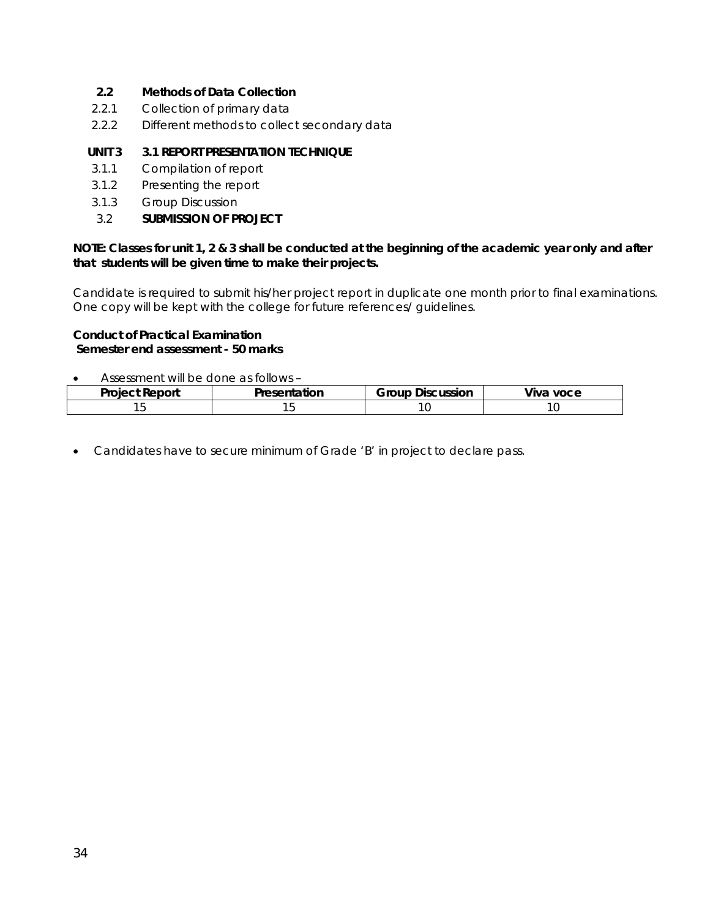**2.2 Methods of Data Collection**

2.2.1 Collection of primary data

2.2.2 Different methods to collect secondary data

**UNIT 3 3.1 REPORT PRESENTATION TECHNIQUE**

3.1.1 Compilation of report

3.1.2 Presenting the report

3.1.3 Group Discussion

3.2 **SUBMISSION OF PROJECT**

**NOTE: Classes for unit 1, 2 & 3 shall be conducted at the beginning of the academic year only and after that students will be given time to make their projects.**

Candidate is required to submit his/her project report in duplicate one month prior to final examinations. One copy will be kept with the college for future references/ guidelines.

**Conduct of Practical Examination**
**Semester end assessment - 50 marks**

- Assessment will be done as follows –

| Project Report | Presentation | Group Discussion | Viva voce |
|---|---|---|---|
| 15 | 15 | 10 | 10 |

- Candidates have to secure minimum of Grade 'B' in project to declare pass.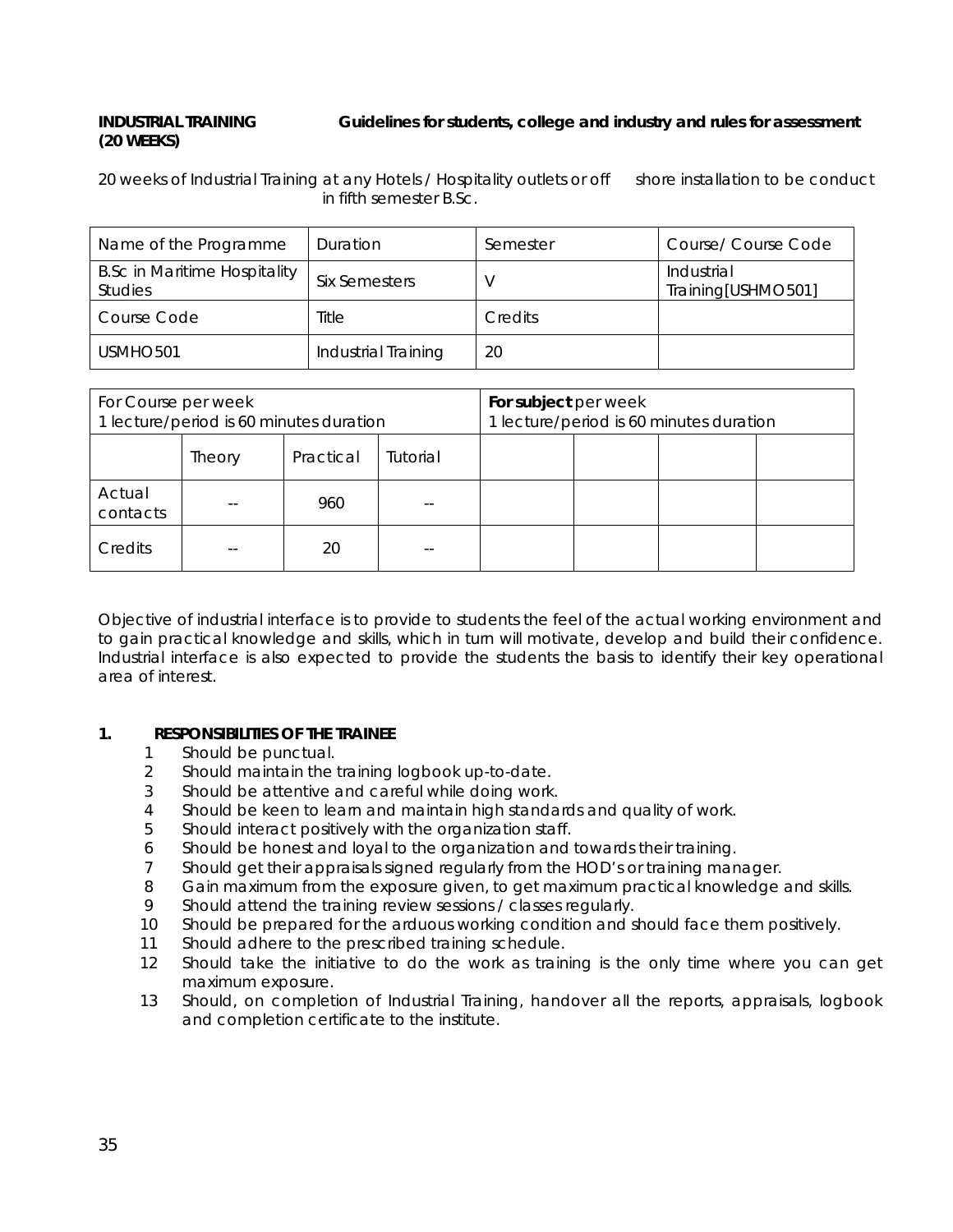**INDUSTRIAL TRAINING (20 WEEKS)** **Guidelines for students, college and industry and rules for assessment**

20 weeks of Industrial Training at any Hotels / Hospitality outlets or off shore installation to be conduct in fifth semester B.Sc.

| Name of the Programme | Duration | Semester | Course/ Course Code |
|---|---|---|---|
| B.Sc in Maritime Hospitality Studies | Six Semesters | V | Industrial Training[USHMO501] |
| Course Code | Title | Credits | |
| USMHO501 | Industrial Training | 20 | |

| For Course per week 1 lecture/period is 60 minutes duration | | | | **For subject** per week 1 lecture/period is 60 minutes duration | | | |
|---|---|---|---|---|---|---|---|
| | Theory | Practical | Tutorial | | | | |
| Actual contacts | -- | 960 | -- | | | | |
| Credits | -- | 20 | -- | | | | |

Objective of industrial interface is to provide to students the feel of the actual working environment and to gain practical knowledge and skills, which in turn will motivate, develop and build their confidence. Industrial interface is also expected to provide the students the basis to identify their key operational area of interest.

**1. RESPONSIBILITIES OF THE TRAINEE**

1. Should be punctual.
2. Should maintain the training logbook up-to-date.
3. Should be attentive and careful while doing work.
4. Should be keen to learn and maintain high standards and quality of work.
5. Should interact positively with the organization staff.
6. Should be honest and loyal to the organization and towards their training.
7. Should get their appraisals signed regularly from the HOD's or training manager.
8. Gain maximum from the exposure given, to get maximum practical knowledge and skills.
9. Should attend the training review sessions / classes regularly.
10. Should be prepared for the arduous working condition and should face them positively.
11. Should adhere to the prescribed training schedule.
12. Should take the initiative to do the work as training is the only time where you can get maximum exposure.
13. Should, on completion of Industrial Training, handover all the reports, appraisals, logbook and completion certificate to the institute.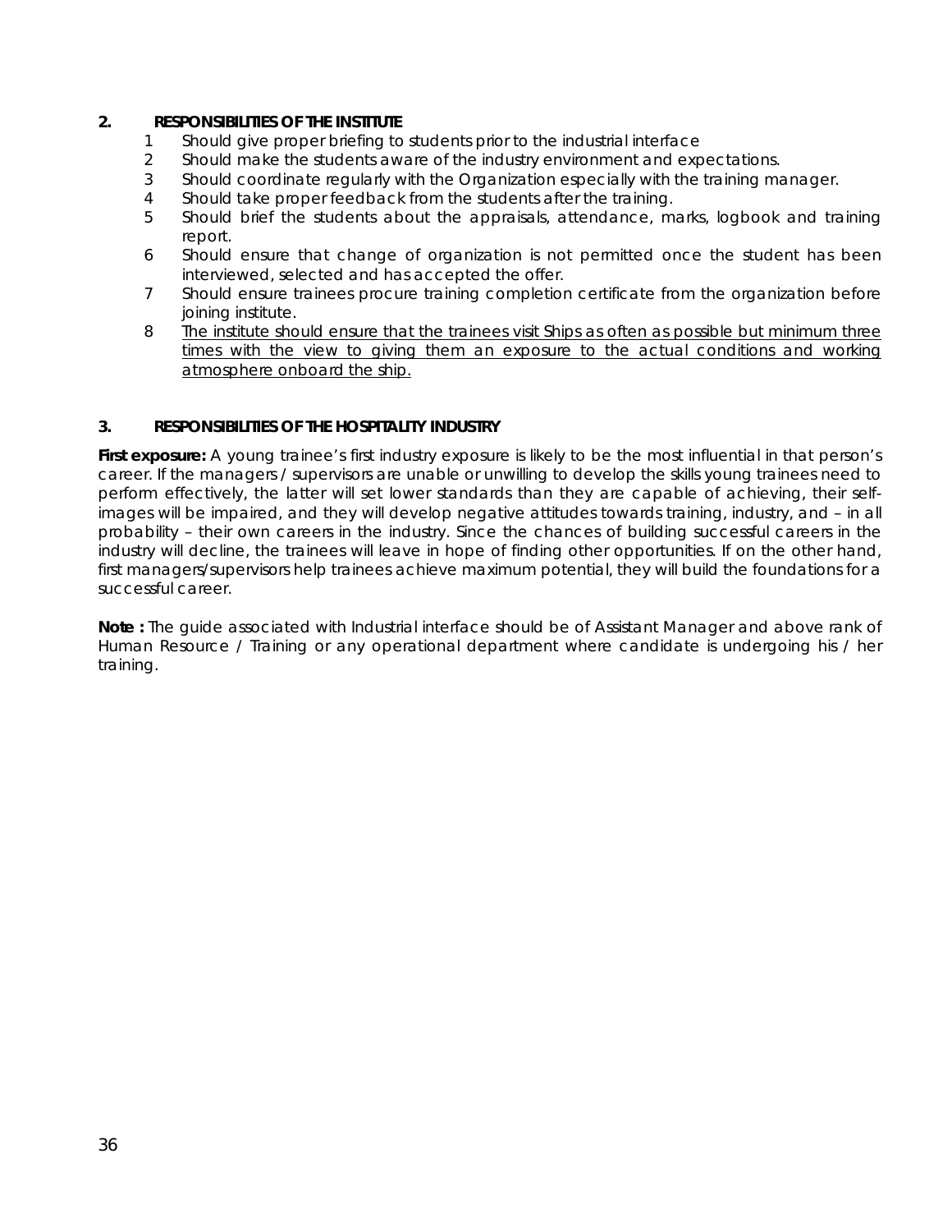## 2. RESPONSIBILITIES OF THE INSTITUTE

1. Should give proper briefing to students prior to the industrial interface
2. Should make the students aware of the industry environment and expectations.
3. Should coordinate regularly with the Organization especially with the training manager.
4. Should take proper feedback from the students after the training.
5. Should brief the students about the appraisals, attendance, marks, logbook and training report.
6. Should ensure that change of organization is not permitted once the student has been interviewed, selected and has accepted the offer.
7. Should ensure trainees procure training completion certificate from the organization before joining institute.
8. <u>The institute should ensure that the trainees visit Ships as often as possible but minimum three times with the view to giving them an exposure to the actual conditions and working atmosphere onboard the ship.</u>

## 3. RESPONSIBILITIES OF THE HOSPITALITY INDUSTRY

**First exposure:** A young trainee's first industry exposure is likely to be the most influential in that person's career. If the managers / supervisors are unable or unwilling to develop the skills young trainees need to perform effectively, the latter will set lower standards than they are capable of achieving, their self-images will be impaired, and they will develop negative attitudes towards training, industry, and – in all probability – their own careers in the industry. Since the chances of building successful careers in the industry will decline, the trainees will leave in hope of finding other opportunities. If on the other hand, first managers/supervisors help trainees achieve maximum potential, they will build the foundations for a successful career.

**Note :** The guide associated with Industrial interface should be of Assistant Manager and above rank of Human Resource / Training or any operational department where candidate is undergoing his / her training.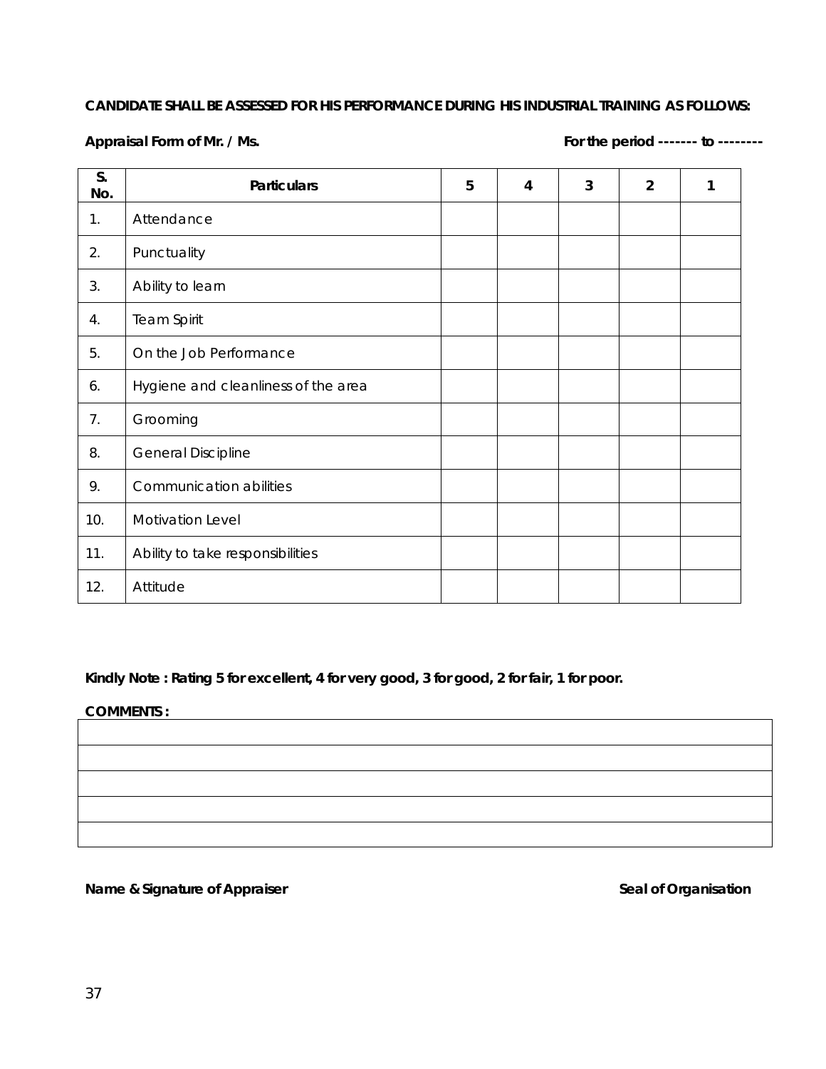**CANDIDATE SHALL BE ASSESSED FOR HIS PERFORMANCE DURING HIS INDUSTRIAL TRAINING AS FOLLOWS:**

**Appraisal Form of Mr. / Ms.** **For the period ------- to --------**

| S. No. | Particulars | 5 | 4 | 3 | 2 | 1 |
|---|---|---|---|---|---|---|
| 1. | Attendance | | | | | |
| 2. | Punctuality | | | | | |
| 3. | Ability to learn | | | | | |
| 4. | Team Spirit | | | | | |
| 5. | On the Job Performance | | | | | |
| 6. | Hygiene and cleanliness of the area | | | | | |
| 7. | Grooming | | | | | |
| 8. | General Discipline | | | | | |
| 9. | Communication abilities | | | | | |
| 10. | Motivation Level | | | | | |
| 11. | Ability to take responsibilities | | | | | |
| 12. | Attitude | | | | | |

**Kindly Note : Rating 5 for excellent, 4 for very good, 3 for good, 2 for fair, 1 for poor.**

**COMMENTS :**

| |
|---|
| |
| |
| |
| |
| |

**Name & Signature of Appraiser** **Seal of Organisation**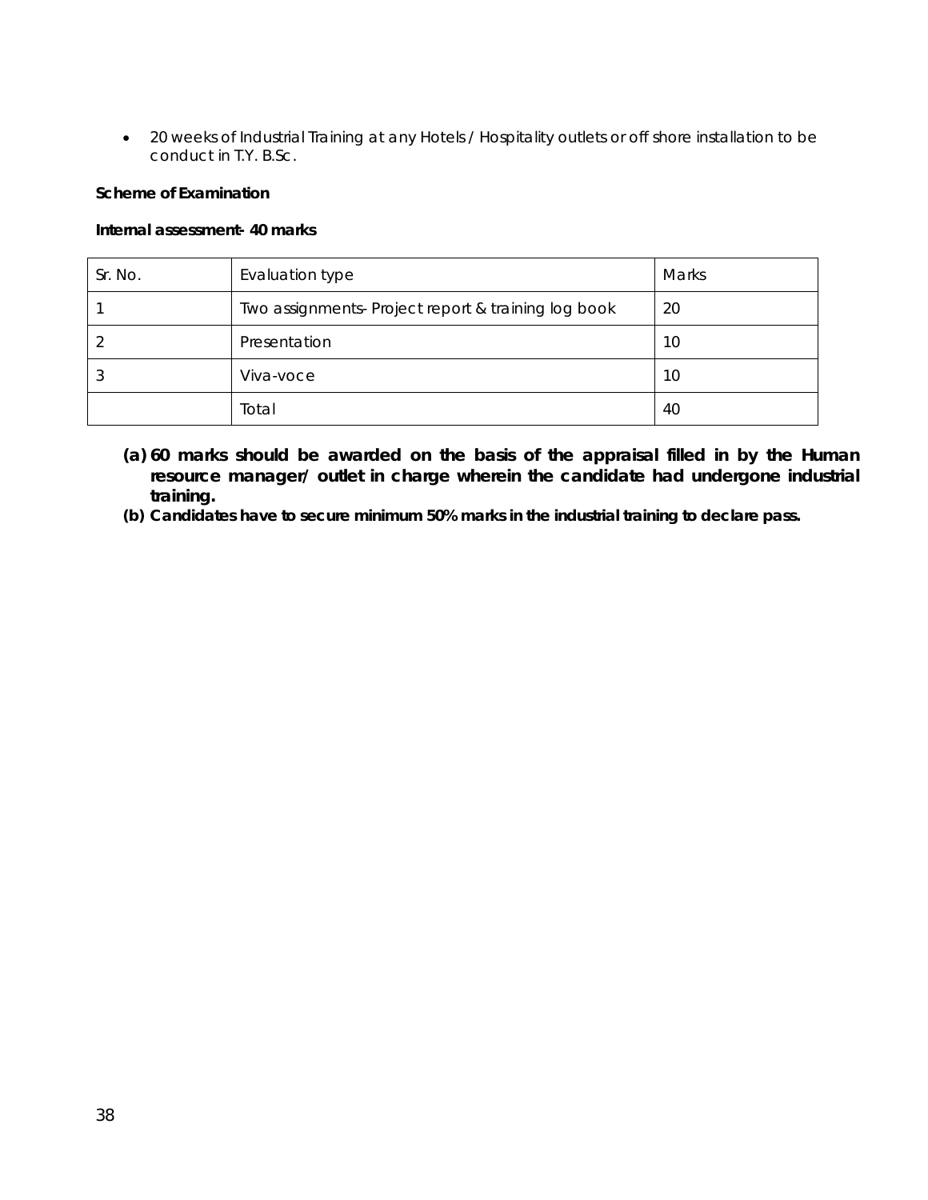- 20 weeks of Industrial Training at any Hotels / Hospitality outlets or off shore installation to be conduct in T.Y. B.Sc.

**Scheme of Examination**

**Internal assessment- 40 marks**

| Sr. No. | Evaluation type | Marks |
|---|---|---|
| 1 | Two assignments- Project report & training log book | 20 |
| 2 | Presentation | 10 |
| 3 | Viva-voce | 10 |
| | Total | 40 |

**(a) 60 marks should be awarded on the basis of the appraisal filled in by the Human resource manager/ outlet in charge wherein the candidate had undergone industrial training.**

**(b) Candidates have to secure minimum 50% marks in the industrial training to declare pass.**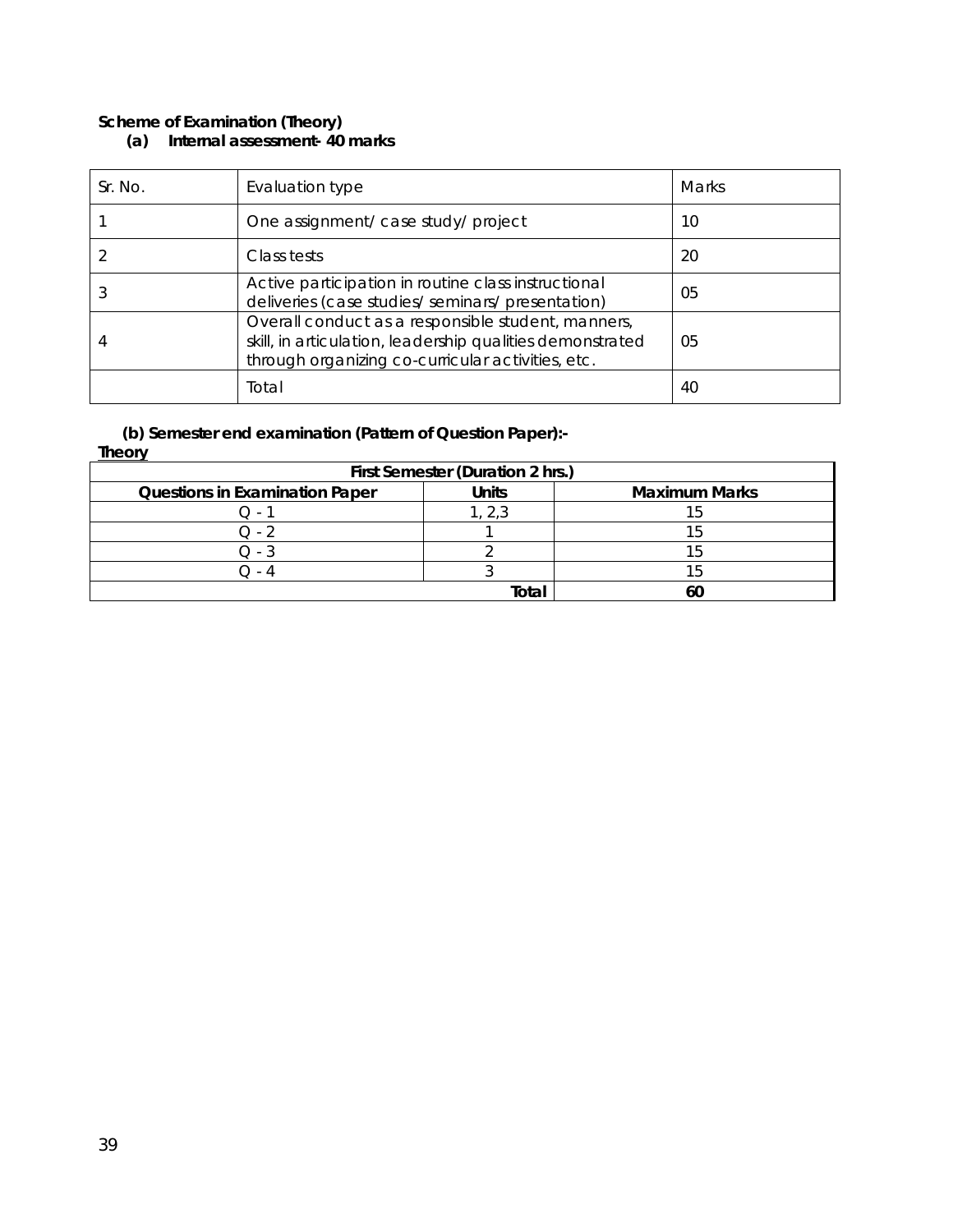**Scheme of Examination (Theory)**

**(a) Internal assessment- 40 marks**

| Sr. No. | Evaluation type | Marks |
|---|---|---|
| 1 | One assignment/ case study/ project | 10 |
| 2 | Class tests | 20 |
| 3 | Active participation in routine class instructional deliveries (case studies/ seminars/ presentation) | 05 |
| 4 | Overall conduct as a responsible student, manners, skill, in articulation, leadership qualities demonstrated through organizing co-curricular activities, etc. | 05 |
| | Total | 40 |

**(b) Semester end examination (Pattern of Question Paper):-**

**Theory**

| First Semester (Duration 2 hrs.) | | |
|---|---|---|
| **Questions in Examination Paper** | **Units** | **Maximum Marks** |
| Q - 1 | 1, 2,3 | 15 |
| Q - 2 | 1 | 15 |
| Q - 3 | 2 | 15 |
| Q - 4 | 3 | 15 |
| | **Total** | **60** |